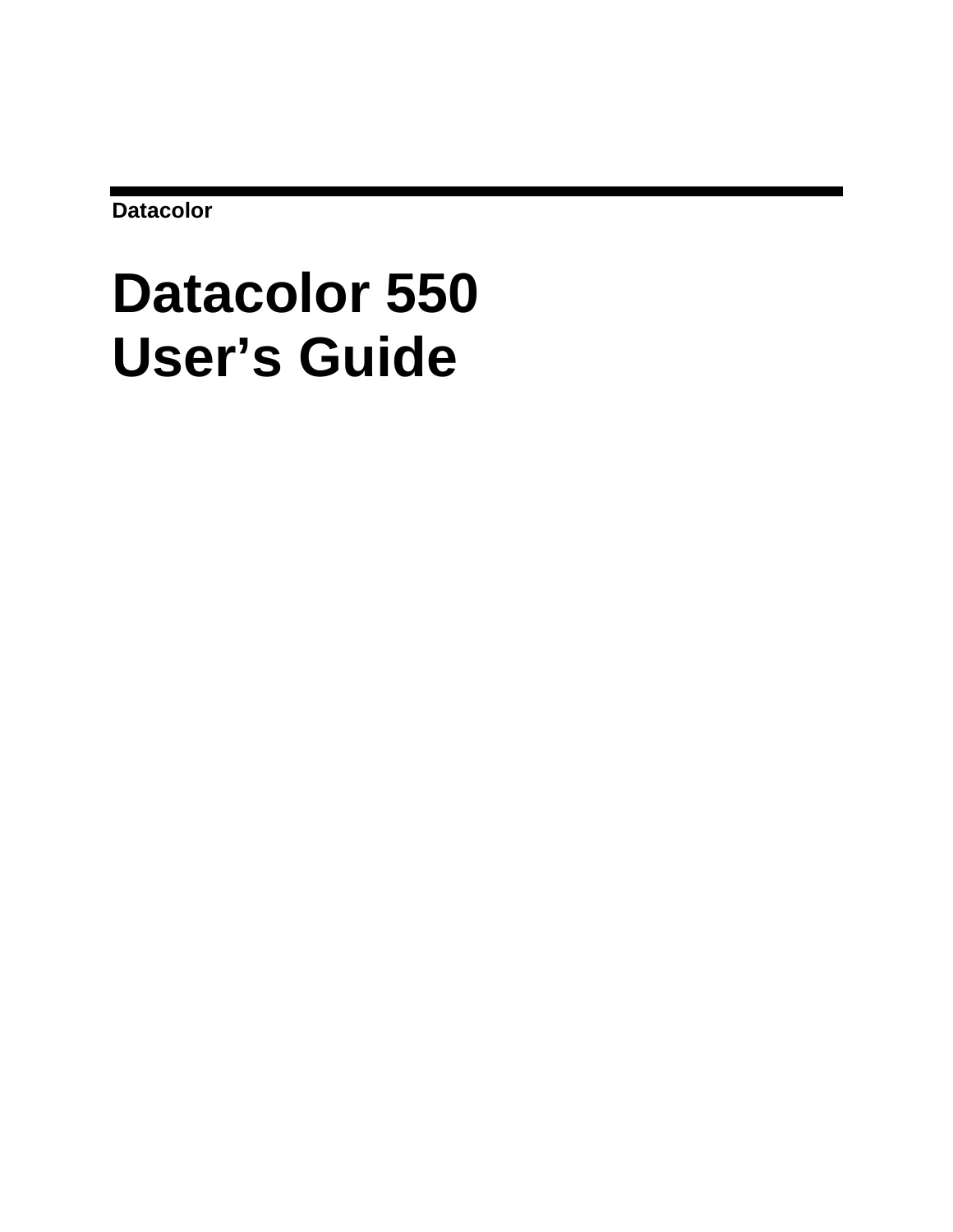**Datacolor**

# Datacolor 550 User's Guide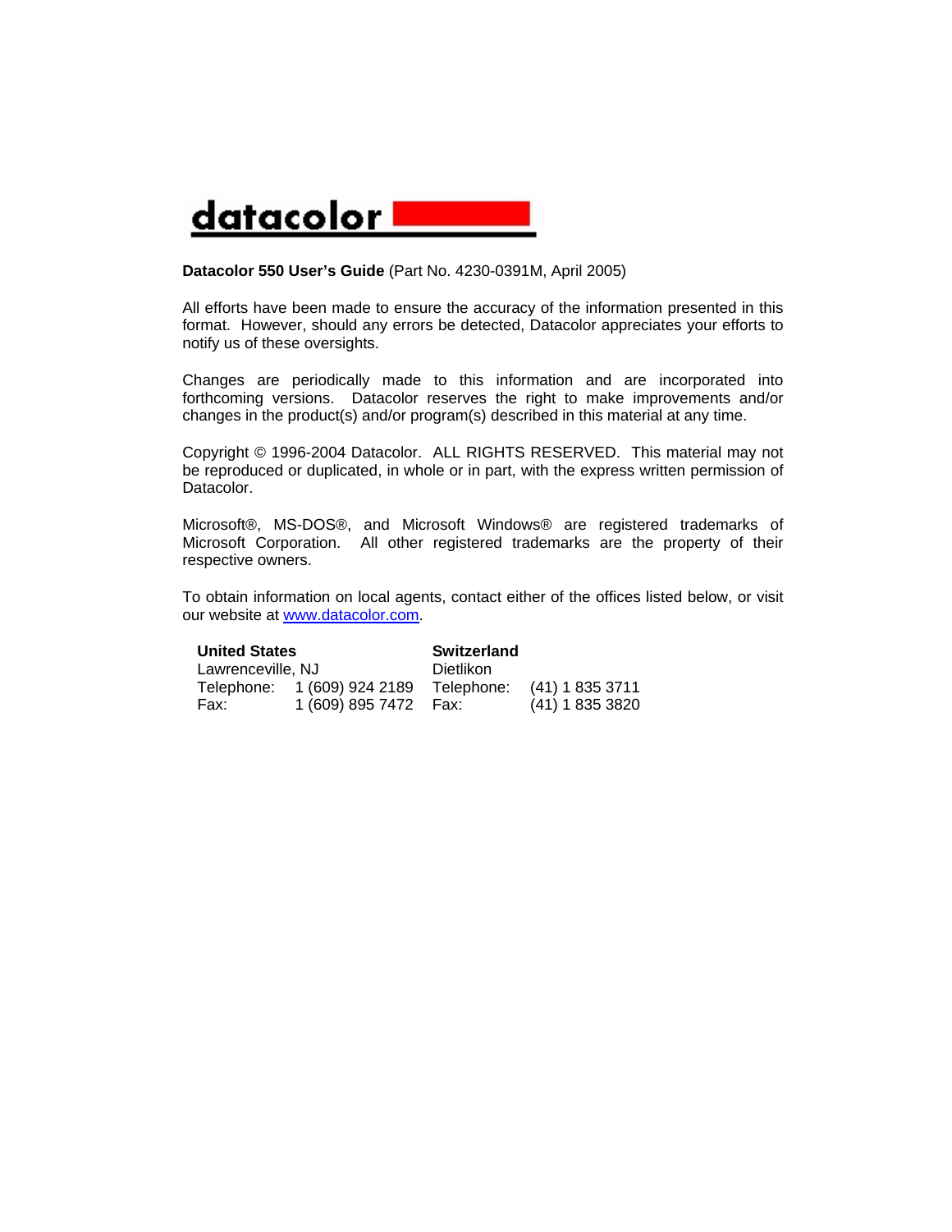datacolor

**Datacolor 550 User's Guide** (Part No. 4230-0391M, April 2005)

All efforts have been made to ensure the accuracy of the information presented in this format. However, should any errors be detected, Datacolor appreciates your efforts to notify us of these oversights.

Changes are periodically made to this information and are incorporated into forthcoming versions. Datacolor reserves the right to make improvements and/or changes in the product(s) and/or program(s) described in this material at any time.

Copyright © 1996-2004 Datacolor. ALL RIGHTS RESERVED. This material may not be reproduced or duplicated, in whole or in part, with the express written permission of Datacolor.

Microsoft®, MS-DOS®, and Microsoft Windows® are registered trademarks of Microsoft Corporation. All other registered trademarks are the property of their respective owners.

To obtain information on local agents, contact either of the offices listed below, or visit our website at www.datacolor.com.

**United States**
Lawrenceville, NJ
Telephone: 1 (609) 924 2189
Fax: 1 (609) 895 7472

**Switzerland**
Dietlikon
Telephone: (41) 1 835 3711
Fax: (41) 1 835 3820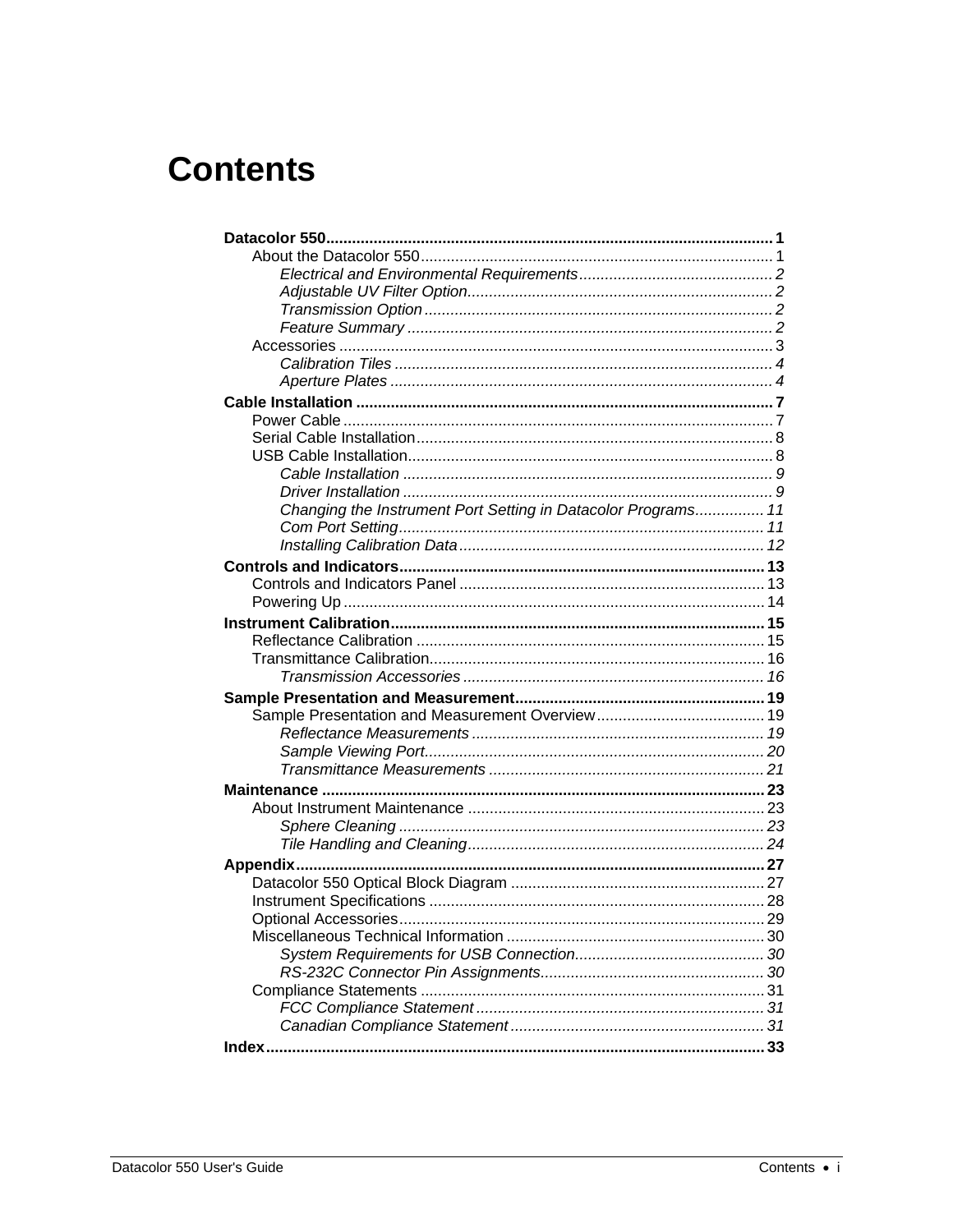# Contents

**Datacolor 550** ........................................................................................................ **1**
- About the Datacolor 550 ................................................................................. 1
  - *Electrical and Environmental Requirements* ............................................ *2*
  - *Adjustable UV Filter Option* ...................................................................... *2*
  - *Transmission Option* ................................................................................ *2*
  - *Feature Summary* .................................................................................... *2*
- Accessories .................................................................................................... 3
  - *Calibration Tiles* ....................................................................................... *4*
  - *Aperture Plates* ........................................................................................ *4*

**Cable Installation** ................................................................................................ **7**
- Power Cable .................................................................................................... 7
- Serial Cable Installation .................................................................................. 8
- USB Cable Installation ..................................................................................... 8
  - *Cable Installation* ..................................................................................... *9*
  - *Driver Installation* ..................................................................................... *9*
  - *Changing the Instrument Port Setting in Datacolor Programs* ................ *11*
  - *Com Port Setting* .................................................................................... *11*
  - *Installing Calibration Data* ....................................................................... *12*

**Controls and Indicators** .................................................................................... **13**
- Controls and Indicators Panel ...................................................................... 13
- Powering Up .................................................................................................. 14

**Instrument Calibration** ...................................................................................... **15**
- Reflectance Calibration ................................................................................. 15
- Transmittance Calibration ............................................................................. 16
  - *Transmission Accessories* ..................................................................... *16*

**Sample Presentation and Measurement** .......................................................... **19**
- Sample Presentation and Measurement Overview ....................................... 19
  - *Reflectance Measurements* ................................................................... *19*
  - *Sample Viewing Port* .............................................................................. *20*
  - *Transmittance Measurements* ................................................................ *21*

**Maintenance** ...................................................................................................... **23**
- About Instrument Maintenance ..................................................................... 23
  - *Sphere Cleaning* .................................................................................... *23*
  - *Tile Handling and Cleaning* .................................................................... *24*

**Appendix** ............................................................................................................ **27**
- Datacolor 550 Optical Block Diagram ........................................................... 27
- Instrument Specifications .............................................................................. 28
- Optional Accessories ..................................................................................... 29
- Miscellaneous Technical Information ............................................................ 30
  - *System Requirements for USB Connection* ............................................ *30*
  - *RS-232C Connector Pin Assignments* .................................................... *30*
- Compliance Statements ................................................................................ 31
  - *FCC Compliance Statement* ................................................................... *31*
  - *Canadian Compliance Statement* ........................................................... *31*

**Index** .................................................................................................................. **33**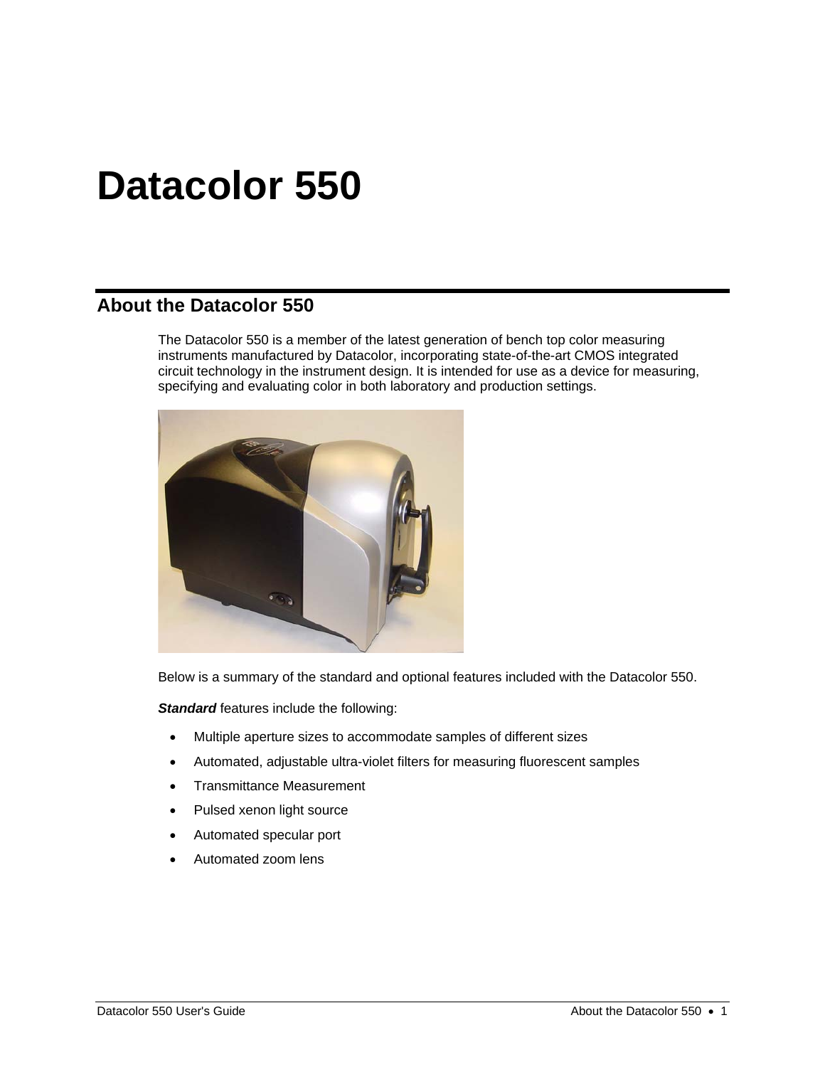# Datacolor 550

## About the Datacolor 550

The Datacolor 550 is a member of the latest generation of bench top color measuring instruments manufactured by Datacolor, incorporating state-of-the-art CMOS integrated circuit technology in the instrument design. It is intended for use as a device for measuring, specifying and evaluating color in both laboratory and production settings.

Below is a summary of the standard and optional features included with the Datacolor 550.

***Standard*** features include the following:

- Multiple aperture sizes to accommodate samples of different sizes
- Automated, adjustable ultra-violet filters for measuring fluorescent samples
- Transmittance Measurement
- Pulsed xenon light source
- Automated specular port
- Automated zoom lens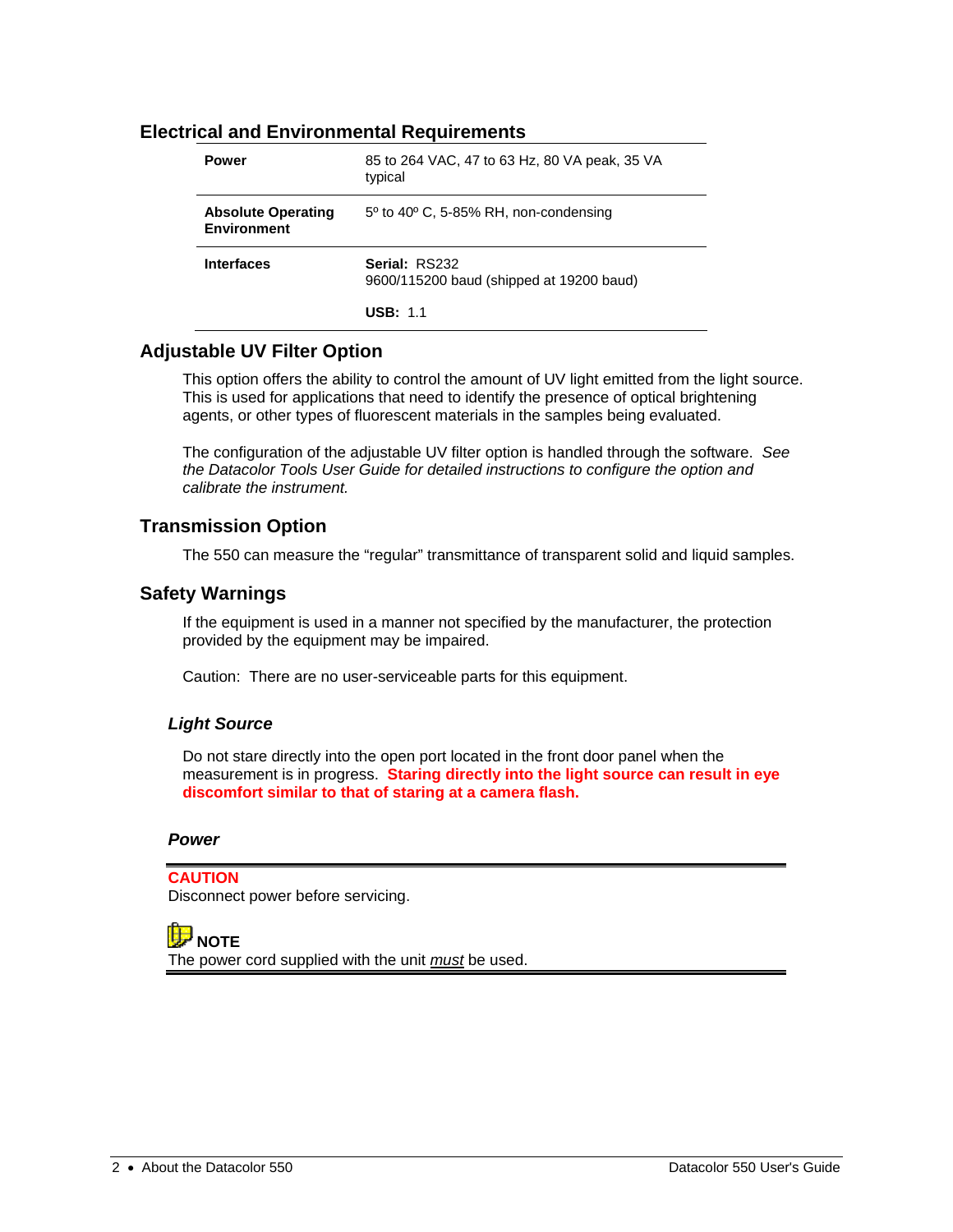## Electrical and Environmental Requirements

| | |
|---|---|
| **Power** | 85 to 264 VAC, 47 to 63 Hz, 80 VA peak, 35 VA typical |
| **Absolute Operating Environment** | 5º to 40º C, 5-85% RH, non-condensing |
| **Interfaces** | **Serial:** RS232<br>9600/115200 baud (shipped at 19200 baud)<br><br>**USB:** 1.1 |

## Adjustable UV Filter Option

This option offers the ability to control the amount of UV light emitted from the light source. This is used for applications that need to identify the presence of optical brightening agents, or other types of fluorescent materials in the samples being evaluated.

The configuration of the adjustable UV filter option is handled through the software. *See the Datacolor Tools User Guide for detailed instructions to configure the option and calibrate the instrument.*

## Transmission Option

The 550 can measure the "regular" transmittance of transparent solid and liquid samples.

## Safety Warnings

If the equipment is used in a manner not specified by the manufacturer, the protection provided by the equipment may be impaired.

Caution: There are no user-serviceable parts for this equipment.

### *Light Source*

Do not stare directly into the open port located in the front door panel when the measurement is in progress. **Staring directly into the light source can result in eye discomfort similar to that of staring at a camera flash.**

### *Power*

**CAUTION**
Disconnect power before servicing.

**NOTE**
The power cord supplied with the unit *must* be used.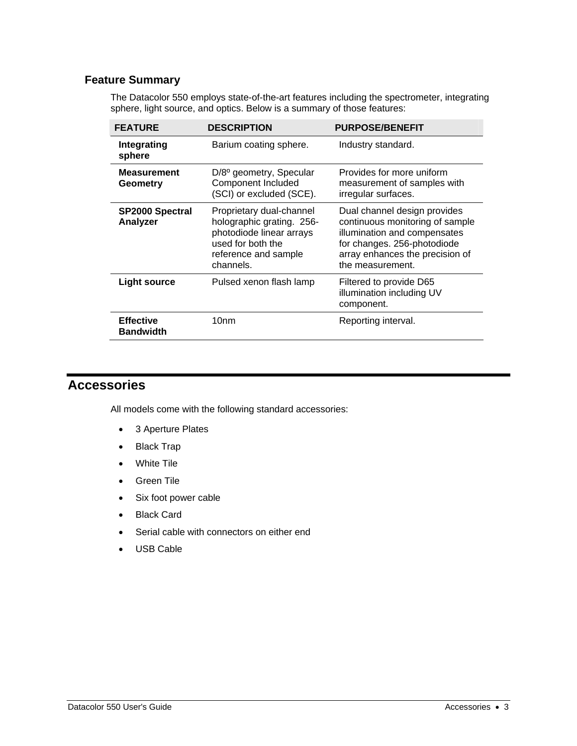### Feature Summary

The Datacolor 550 employs state-of-the-art features including the spectrometer, integrating sphere, light source, and optics. Below is a summary of those features:

| FEATURE | DESCRIPTION | PURPOSE/BENEFIT |
|---|---|---|
| **Integrating sphere** | Barium coating sphere. | Industry standard. |
| **Measurement Geometry** | D/8º geometry, Specular Component Included (SCI) or excluded (SCE). | Provides for more uniform measurement of samples with irregular surfaces. |
| **SP2000 Spectral Analyzer** | Proprietary dual-channel holographic grating. 256-photodiode linear arrays used for both the reference and sample channels. | Dual channel design provides continuous monitoring of sample illumination and compensates for changes. 256-photodiode array enhances the precision of the measurement. |
| **Light source** | Pulsed xenon flash lamp | Filtered to provide D65 illumination including UV component. |
| **Effective Bandwidth** | 10nm | Reporting interval. |

## Accessories

All models come with the following standard accessories:

- 3 Aperture Plates
- Black Trap
- White Tile
- Green Tile
- Six foot power cable
- Black Card
- Serial cable with connectors on either end
- USB Cable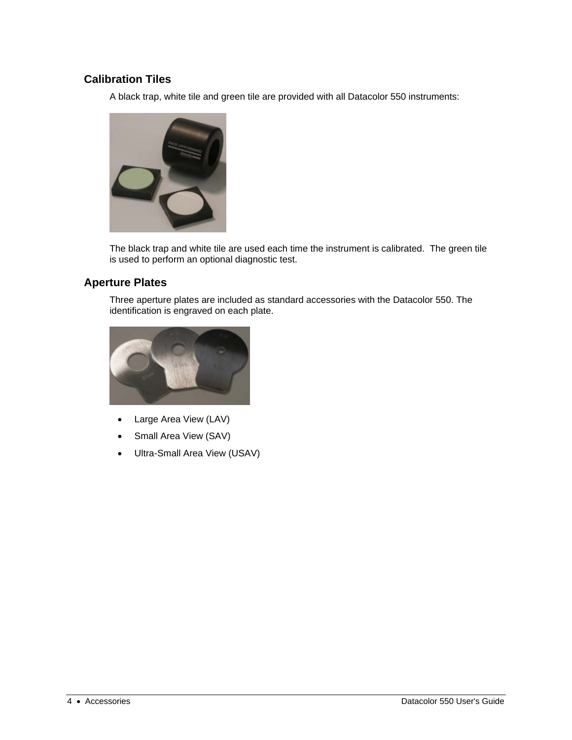## Calibration Tiles

A black trap, white tile and green tile are provided with all Datacolor 550 instruments:

The black trap and white tile are used each time the instrument is calibrated. The green tile is used to perform an optional diagnostic test.

## Aperture Plates

Three aperture plates are included as standard accessories with the Datacolor 550. The identification is engraved on each plate.

- Large Area View (LAV)
- Small Area View (SAV)
- Ultra-Small Area View (USAV)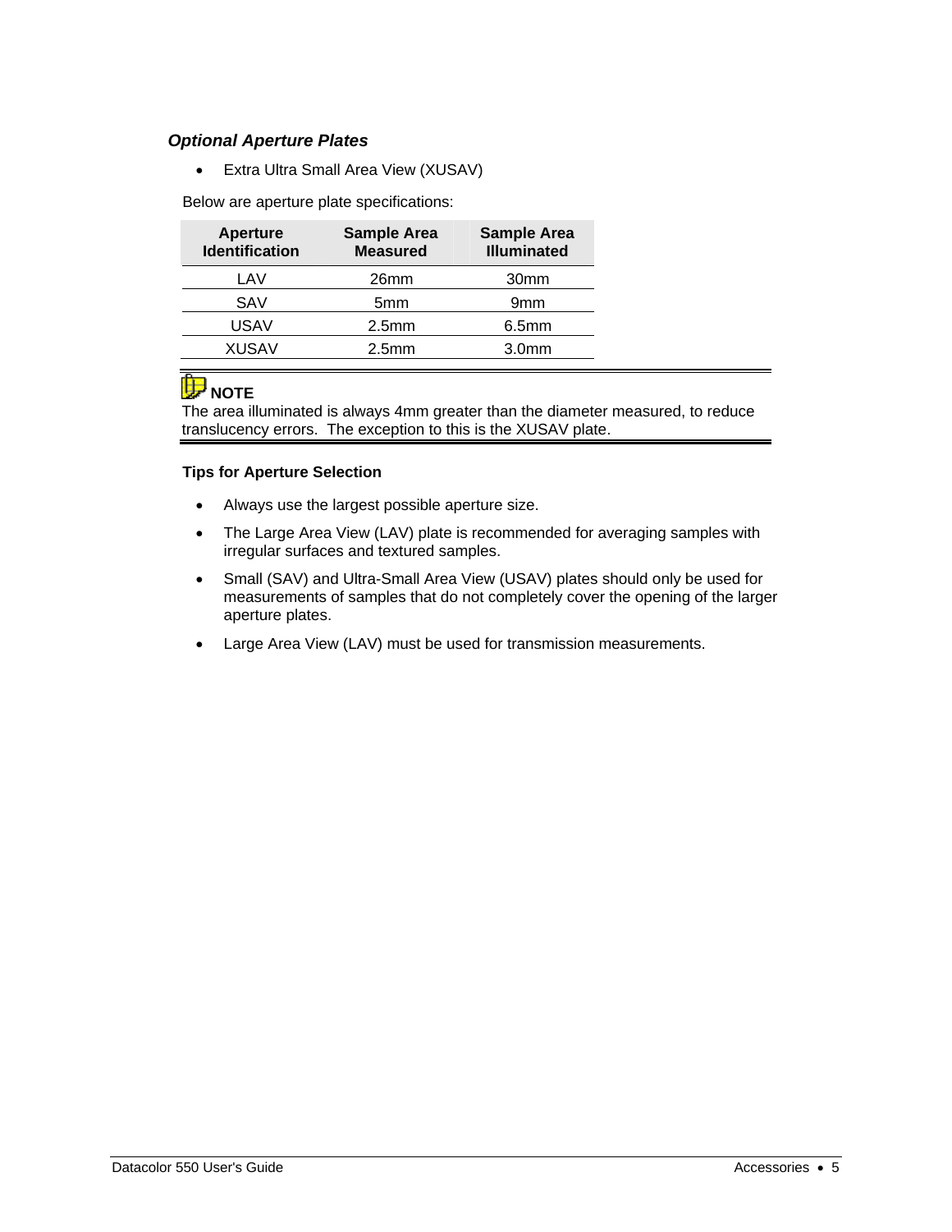### *Optional Aperture Plates*

- Extra Ultra Small Area View (XUSAV)

Below are aperture plate specifications:

| Aperture Identification | Sample Area Measured | Sample Area Illuminated |
|---|---|---|
| LAV | 26mm | 30mm |
| SAV | 5mm | 9mm |
| USAV | 2.5mm | 6.5mm |
| XUSAV | 2.5mm | 3.0mm |

**NOTE**
The area illuminated is always 4mm greater than the diameter measured, to reduce translucency errors. The exception to this is the XUSAV plate.

**Tips for Aperture Selection**

- Always use the largest possible aperture size.
- The Large Area View (LAV) plate is recommended for averaging samples with irregular surfaces and textured samples.
- Small (SAV) and Ultra-Small Area View (USAV) plates should only be used for measurements of samples that do not completely cover the opening of the larger aperture plates.
- Large Area View (LAV) must be used for transmission measurements.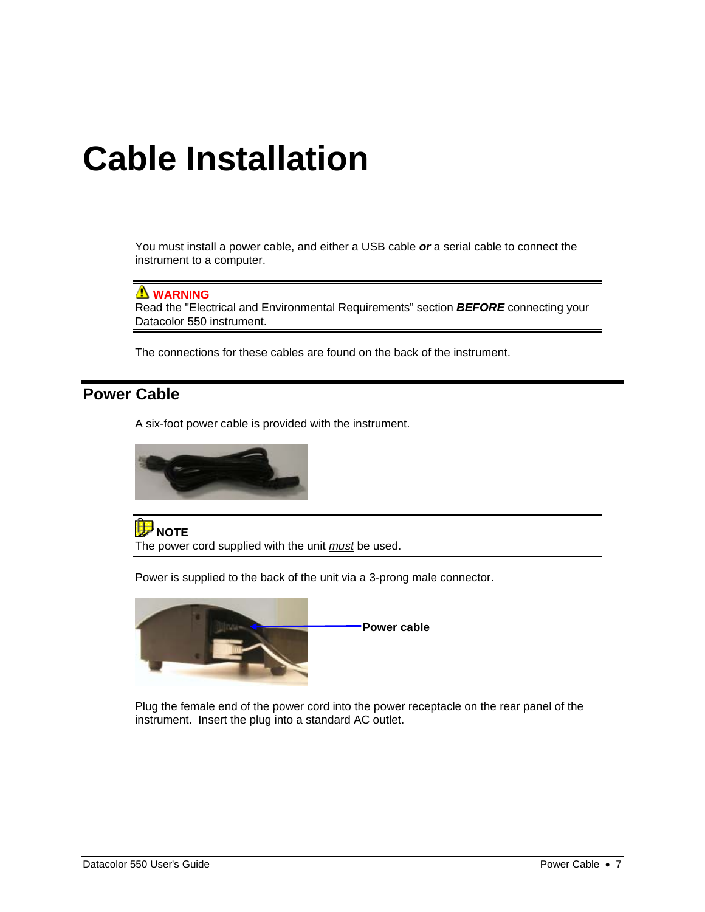# Cable Installation

You must install a power cable, and either a USB cable ***or*** a serial cable to connect the instrument to a computer.

> ⚠ **WARNING**
> Read the "Electrical and Environmental Requirements" section ***BEFORE*** connecting your Datacolor 550 instrument.

The connections for these cables are found on the back of the instrument.

## Power Cable

A six-foot power cable is provided with the instrument.

> **NOTE**
> The power cord supplied with the unit *must* be used.

Power is supplied to the back of the unit via a 3-prong male connector.

**Power cable**

Plug the female end of the power cord into the power receptacle on the rear panel of the instrument. Insert the plug into a standard AC outlet.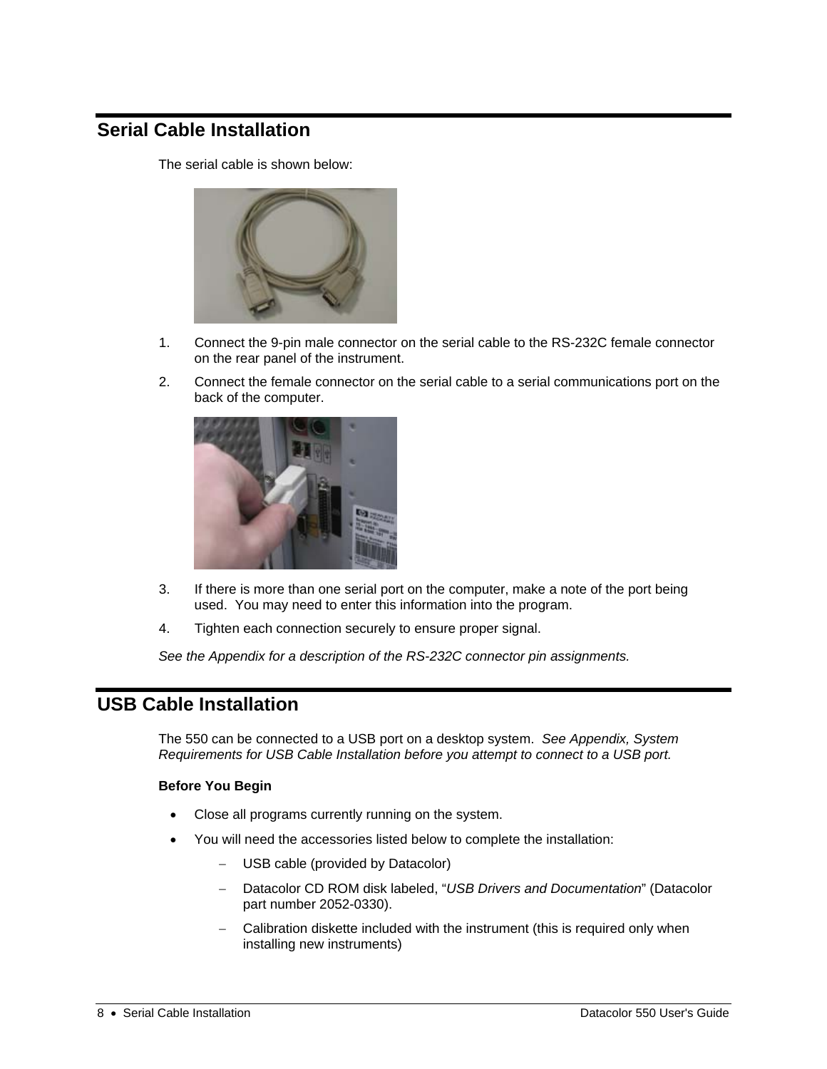## Serial Cable Installation

The serial cable is shown below:

1. Connect the 9-pin male connector on the serial cable to the RS-232C female connector on the rear panel of the instrument.
2. Connect the female connector on the serial cable to a serial communications port on the back of the computer.
3. If there is more than one serial port on the computer, make a note of the port being used. You may need to enter this information into the program.
4. Tighten each connection securely to ensure proper signal.

*See the Appendix for a description of the RS-232C connector pin assignments.*

## USB Cable Installation

The 550 can be connected to a USB port on a desktop system. *See Appendix, System Requirements for USB Cable Installation before you attempt to connect to a USB port.*

**Before You Begin**

- Close all programs currently running on the system.
- You will need the accessories listed below to complete the installation:
  - USB cable (provided by Datacolor)
  - Datacolor CD ROM disk labeled, "*USB Drivers and Documentation*" (Datacolor part number 2052-0330).
  - Calibration diskette included with the instrument (this is required only when installing new instruments)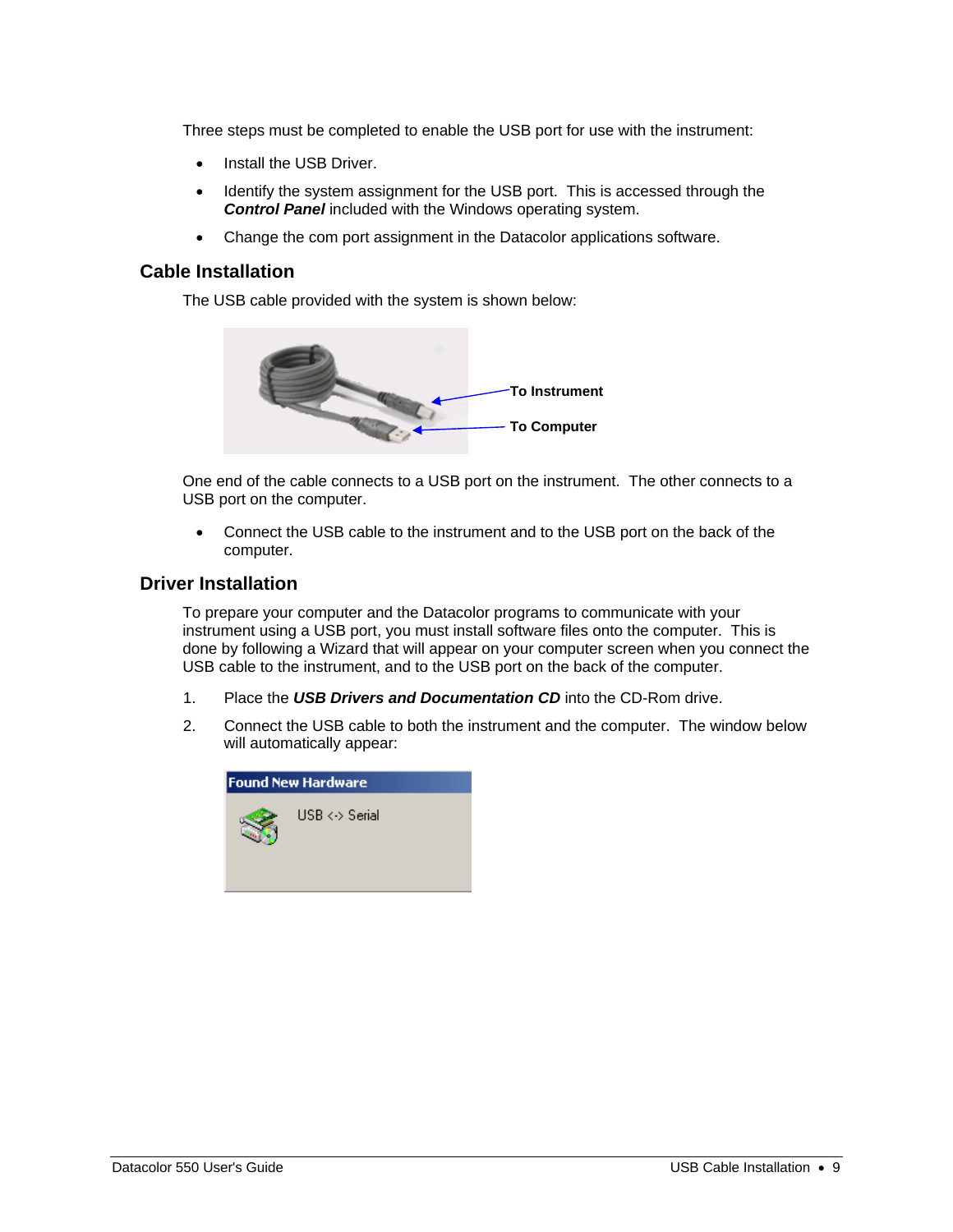Three steps must be completed to enable the USB port for use with the instrument:

- Install the USB Driver.
- Identify the system assignment for the USB port. This is accessed through the ***Control Panel*** included with the Windows operating system.
- Change the com port assignment in the Datacolor applications software.

## Cable Installation

The USB cable provided with the system is shown below:

**To Instrument**

**To Computer**

One end of the cable connects to a USB port on the instrument. The other connects to a USB port on the computer.

- Connect the USB cable to the instrument and to the USB port on the back of the computer.

## Driver Installation

To prepare your computer and the Datacolor programs to communicate with your instrument using a USB port, you must install software files onto the computer. This is done by following a Wizard that will appear on your computer screen when you connect the USB cable to the instrument, and to the USB port on the back of the computer.

1. Place the ***USB Drivers and Documentation CD*** into the CD-Rom drive.
2. Connect the USB cable to both the instrument and the computer. The window below will automatically appear:

**Found New Hardware**

USB <-> Serial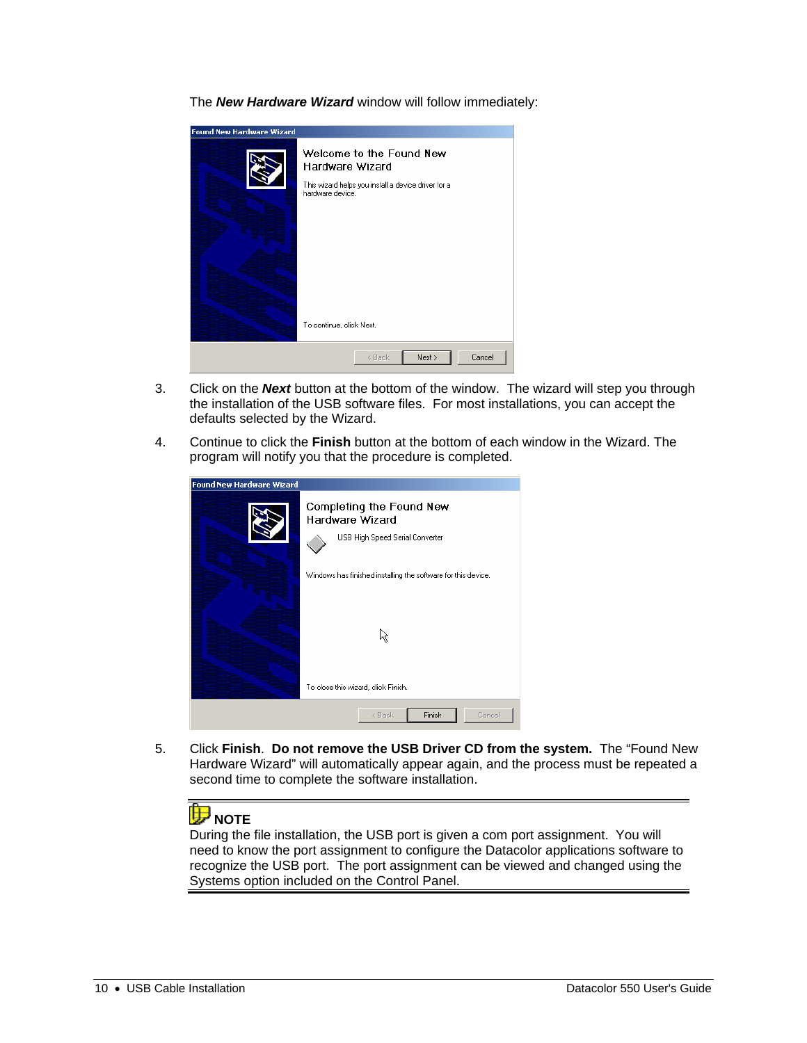The ***New Hardware Wizard*** window will follow immediately:

3. Click on the ***Next*** button at the bottom of the window. The wizard will step you through the installation of the USB software files. For most installations, you can accept the defaults selected by the Wizard.

4. Continue to click the **Finish** button at the bottom of each window in the Wizard. The program will notify you that the procedure is completed.

5. Click **Finish**. **Do not remove the USB Driver CD from the system.** The "Found New Hardware Wizard" will automatically appear again, and the process must be repeated a second time to complete the software installation.

---

**NOTE**

During the file installation, the USB port is given a com port assignment. You will need to know the port assignment to configure the Datacolor applications software to recognize the USB port. The port assignment can be viewed and changed using the Systems option included on the Control Panel.

---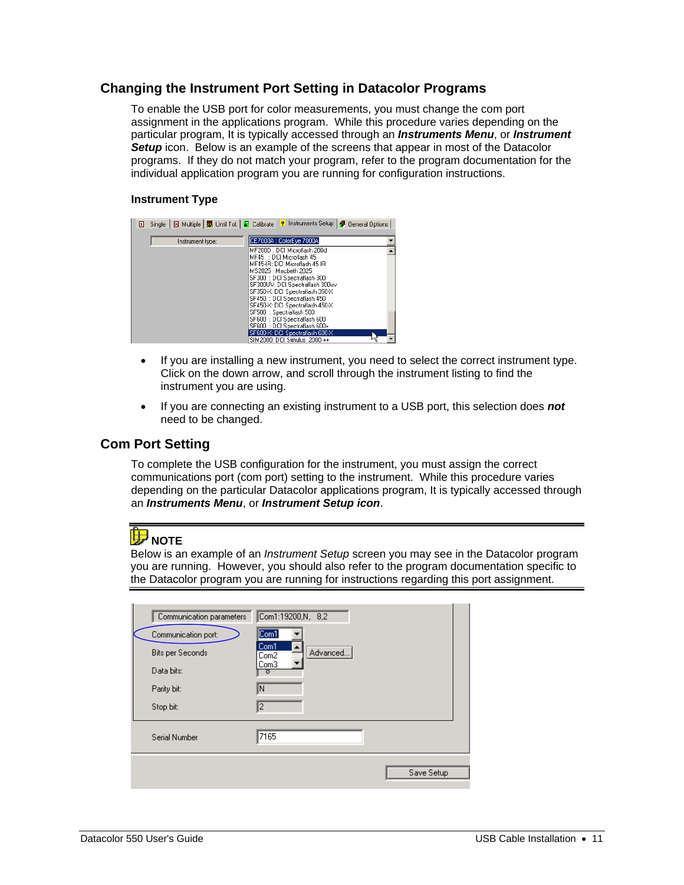## Changing the Instrument Port Setting in Datacolor Programs

To enable the USB port for color measurements, you must change the com port assignment in the applications program. While this procedure varies depending on the particular program, It is typically accessed through an ***Instruments Menu***, or ***Instrument Setup*** icon. Below is an example of the screens that appear in most of the Datacolor programs. If they do not match your program, refer to the program documentation for the individual application program you are running for configuration instructions.

**Instrument Type**

- If you are installing a new instrument, you need to select the correct instrument type. Click on the down arrow, and scroll through the instrument listing to find the instrument you are using.
- If you are connecting an existing instrument to a USB port, this selection does ***not*** need to be changed.

## Com Port Setting

To complete the USB configuration for the instrument, you must assign the correct communications port (com port) setting to the instrument. While this procedure varies depending on the particular Datacolor applications program, It is typically accessed through an ***Instruments Menu***, or ***Instrument Setup icon***.

**NOTE**

Below is an example of an *Instrument Setup* screen you may see in the Datacolor program you are running. However, you should also refer to the program documentation specific to the Datacolor program you are running for instructions regarding this port assignment.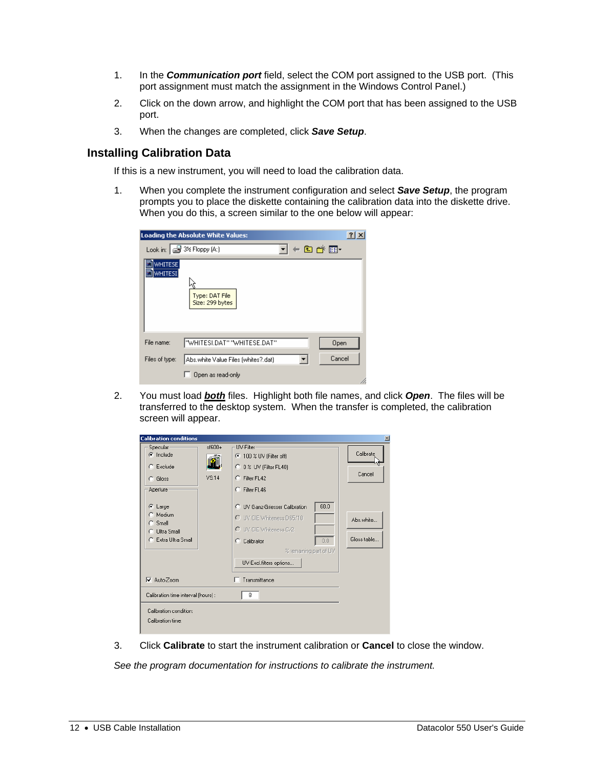1. In the ***Communication port*** field, select the COM port assigned to the USB port. (This port assignment must match the assignment in the Windows Control Panel.)

2. Click on the down arrow, and highlight the COM port that has been assigned to the USB port.

3. When the changes are completed, click ***Save Setup***.

## Installing Calibration Data

If this is a new instrument, you will need to load the calibration data.

1. When you complete the instrument configuration and select ***Save Setup***, the program prompts you to place the diskette containing the calibration data into the diskette drive. When you do this, a screen similar to the one below will appear:

2. You must load ***both*** files. Highlight both file names, and click ***Open***. The files will be transferred to the desktop system. When the transfer is completed, the calibration screen will appear.

3. Click **Calibrate** to start the instrument calibration or **Cancel** to close the window.

*See the program documentation for instructions to calibrate the instrument.*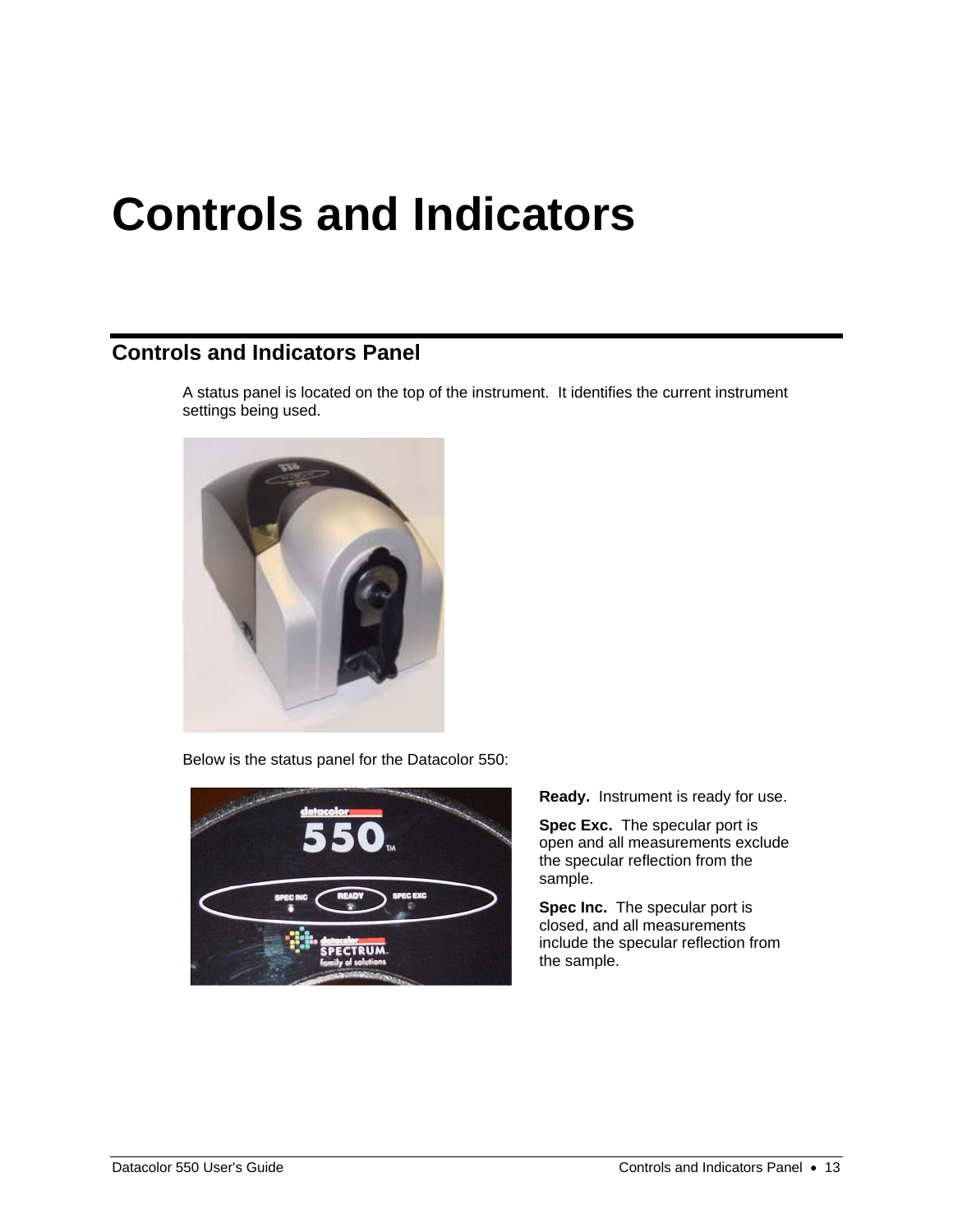# Controls and Indicators

## Controls and Indicators Panel

A status panel is located on the top of the instrument. It identifies the current instrument settings being used.

Below is the status panel for the Datacolor 550:

**Ready.** Instrument is ready for use.

**Spec Exc.** The specular port is open and all measurements exclude the specular reflection from the sample.

**Spec Inc.** The specular port is closed, and all measurements include the specular reflection from the sample.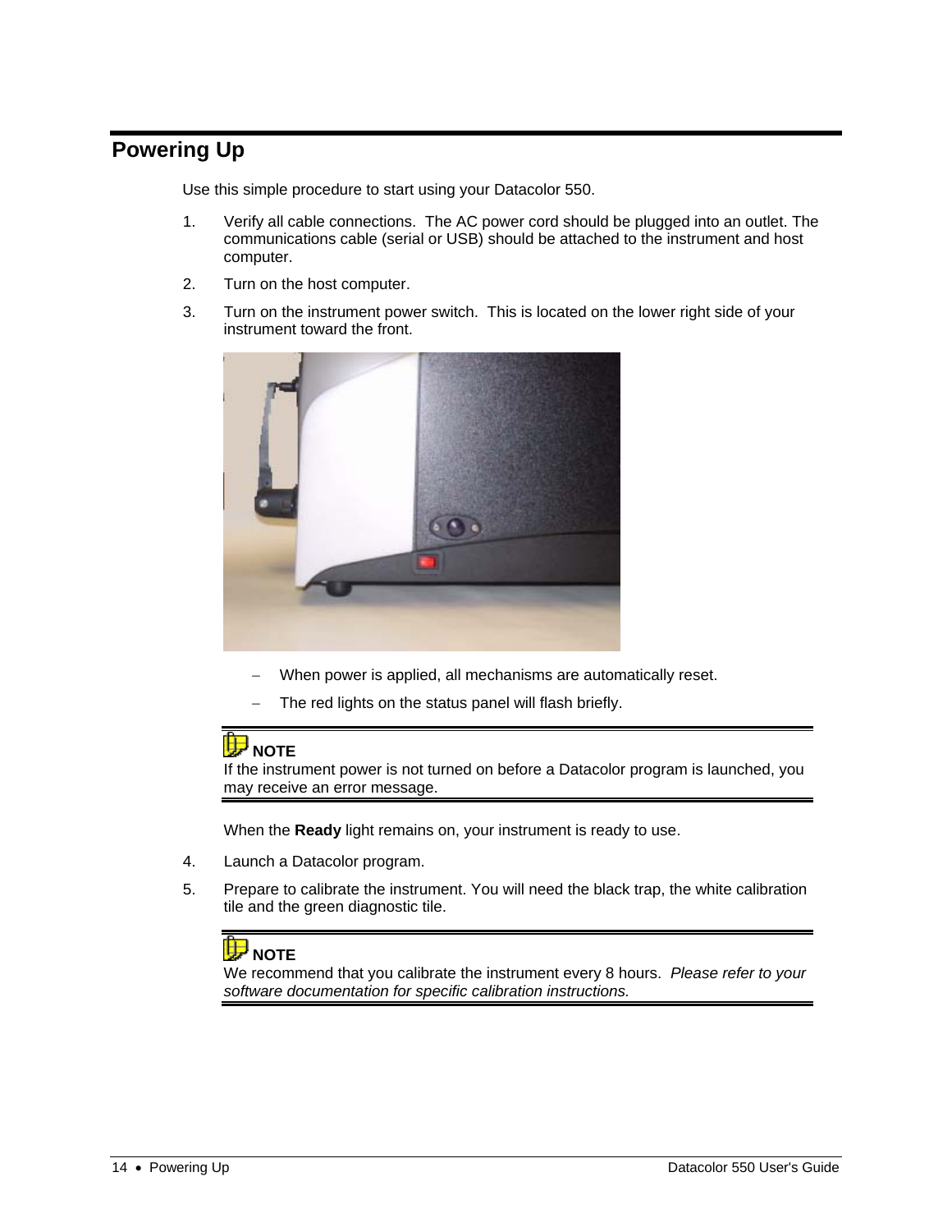## Powering Up

Use this simple procedure to start using your Datacolor 550.

1. Verify all cable connections. The AC power cord should be plugged into an outlet. The communications cable (serial or USB) should be attached to the instrument and host computer.
2. Turn on the host computer.
3. Turn on the instrument power switch. This is located on the lower right side of your instrument toward the front.

   - When power is applied, all mechanisms are automatically reset.
   - The red lights on the status panel will flash briefly.

   > **NOTE**
   > If the instrument power is not turned on before a Datacolor program is launched, you may receive an error message.

   When the **Ready** light remains on, your instrument is ready to use.

4. Launch a Datacolor program.
5. Prepare to calibrate the instrument. You will need the black trap, the white calibration tile and the green diagnostic tile.

   > **NOTE**
   > We recommend that you calibrate the instrument every 8 hours. *Please refer to your software documentation for specific calibration instructions.*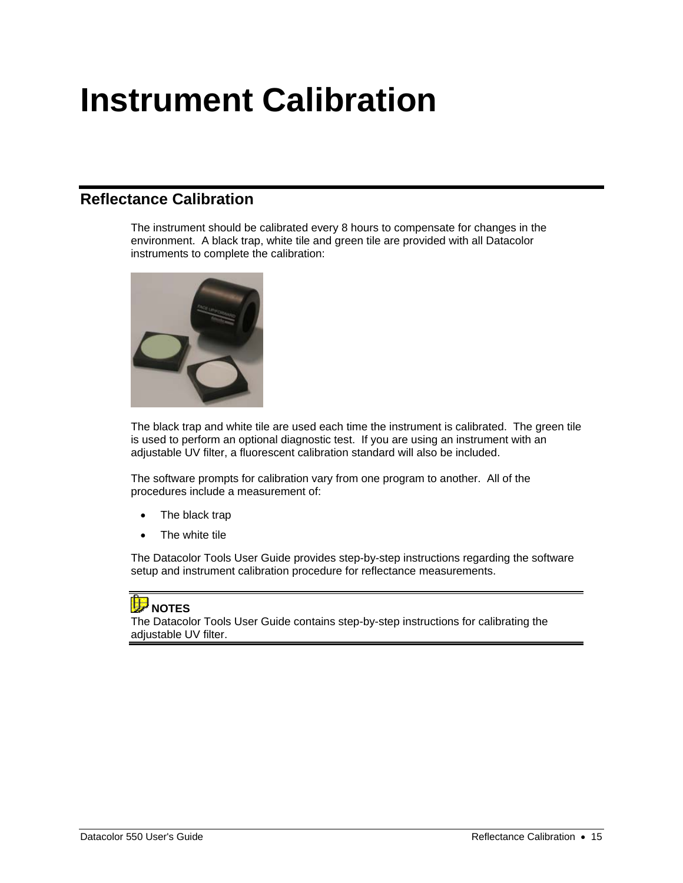# Instrument Calibration

## Reflectance Calibration

The instrument should be calibrated every 8 hours to compensate for changes in the environment. A black trap, white tile and green tile are provided with all Datacolor instruments to complete the calibration:

The black trap and white tile are used each time the instrument is calibrated. The green tile is used to perform an optional diagnostic test. If you are using an instrument with an adjustable UV filter, a fluorescent calibration standard will also be included.

The software prompts for calibration vary from one program to another. All of the procedures include a measurement of:

- The black trap
- The white tile

The Datacolor Tools User Guide provides step-by-step instructions regarding the software setup and instrument calibration procedure for reflectance measurements.

**NOTES**
The Datacolor Tools User Guide contains step-by-step instructions for calibrating the adjustable UV filter.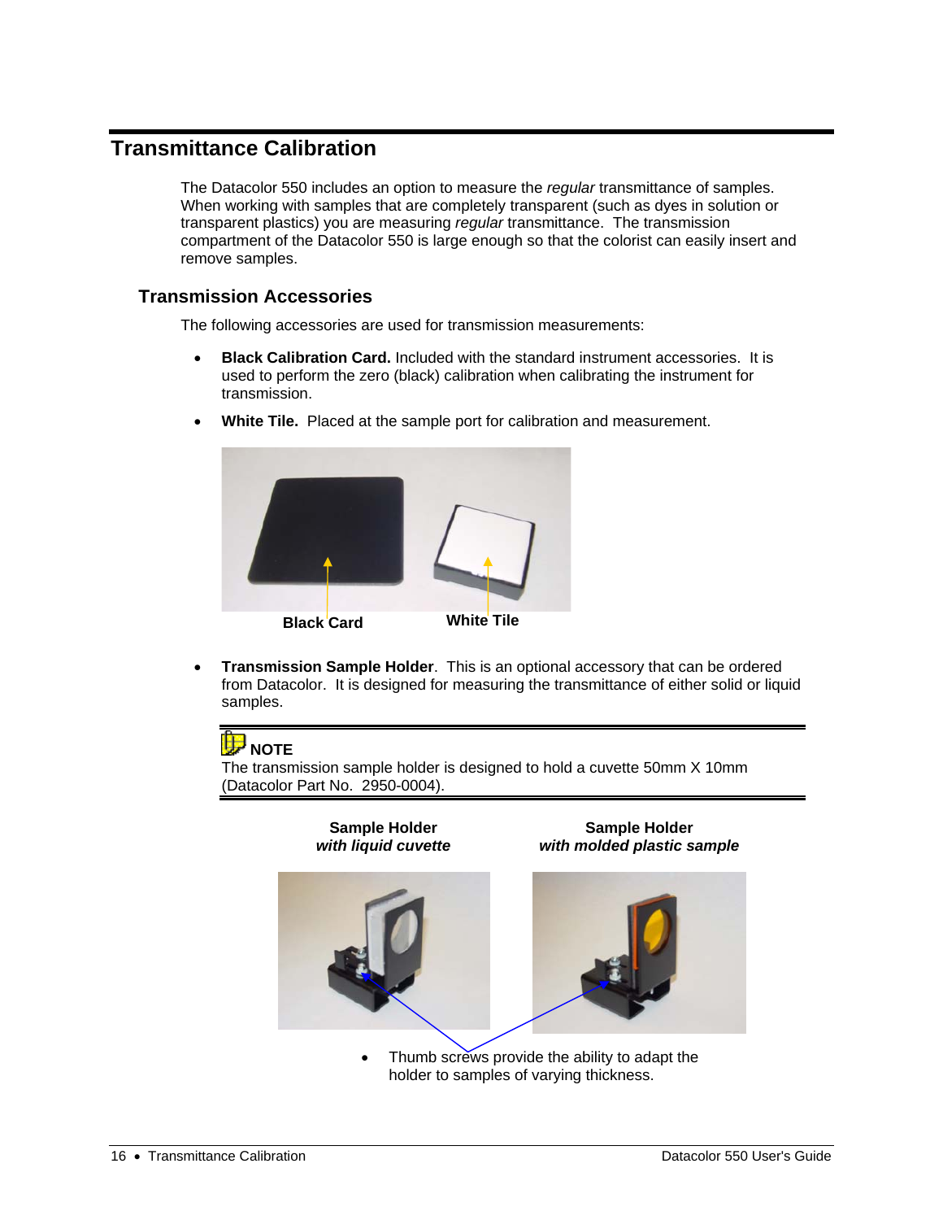# Transmittance Calibration

The Datacolor 550 includes an option to measure the *regular* transmittance of samples. When working with samples that are completely transparent (such as dyes in solution or transparent plastics) you are measuring *regular* transmittance. The transmission compartment of the Datacolor 550 is large enough so that the colorist can easily insert and remove samples.

## Transmission Accessories

The following accessories are used for transmission measurements:

- **Black Calibration Card.** Included with the standard instrument accessories. It is used to perform the zero (black) calibration when calibrating the instrument for transmission.
- **White Tile.** Placed at the sample port for calibration and measurement.

**Black Card** **White Tile**

- **Transmission Sample Holder**. This is an optional accessory that can be ordered from Datacolor. It is designed for measuring the transmittance of either solid or liquid samples.

---

**NOTE**

The transmission sample holder is designed to hold a cuvette 50mm X 10mm (Datacolor Part No. 2950-0004).

---

**Sample Holder** ***with liquid cuvette***

**Sample Holder** ***with molded plastic sample***

- Thumb screws provide the ability to adapt the holder to samples of varying thickness.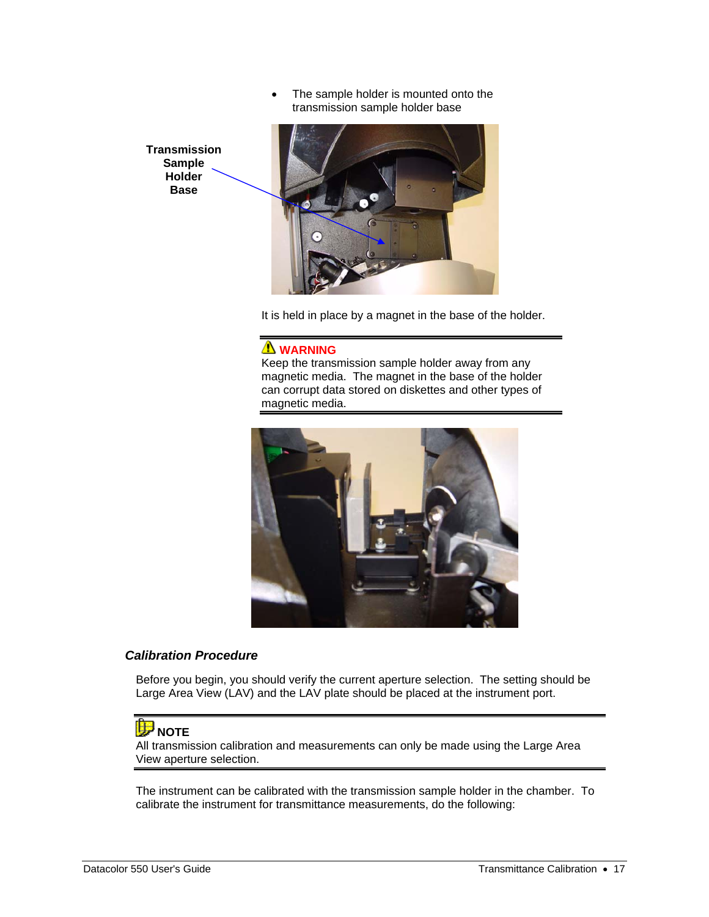- The sample holder is mounted onto the transmission sample holder base

Transmission Sample Holder Base

It is held in place by a magnet in the base of the holder.

---

⚠ **WARNING**
Keep the transmission sample holder away from any magnetic media. The magnet in the base of the holder can corrupt data stored on diskettes and other types of magnetic media.

---

### *Calibration Procedure*

Before you begin, you should verify the current aperture selection. The setting should be Large Area View (LAV) and the LAV plate should be placed at the instrument port.

---

**NOTE**
All transmission calibration and measurements can only be made using the Large Area View aperture selection.

---

The instrument can be calibrated with the transmission sample holder in the chamber. To calibrate the instrument for transmittance measurements, do the following: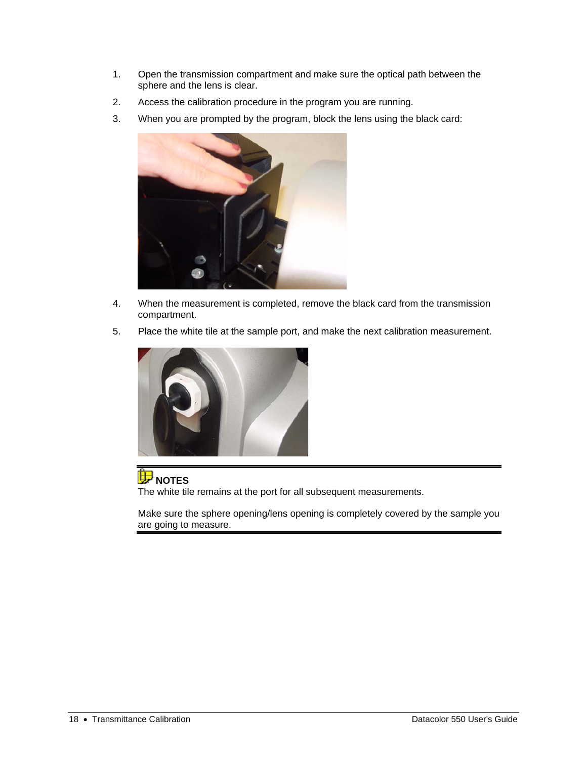1. Open the transmission compartment and make sure the optical path between the sphere and the lens is clear.
2. Access the calibration procedure in the program you are running.
3. When you are prompted by the program, block the lens using the black card:
4. When the measurement is completed, remove the black card from the transmission compartment.
5. Place the white tile at the sample port, and make the next calibration measurement.

**NOTES**

The white tile remains at the port for all subsequent measurements.

Make sure the sphere opening/lens opening is completely covered by the sample you are going to measure.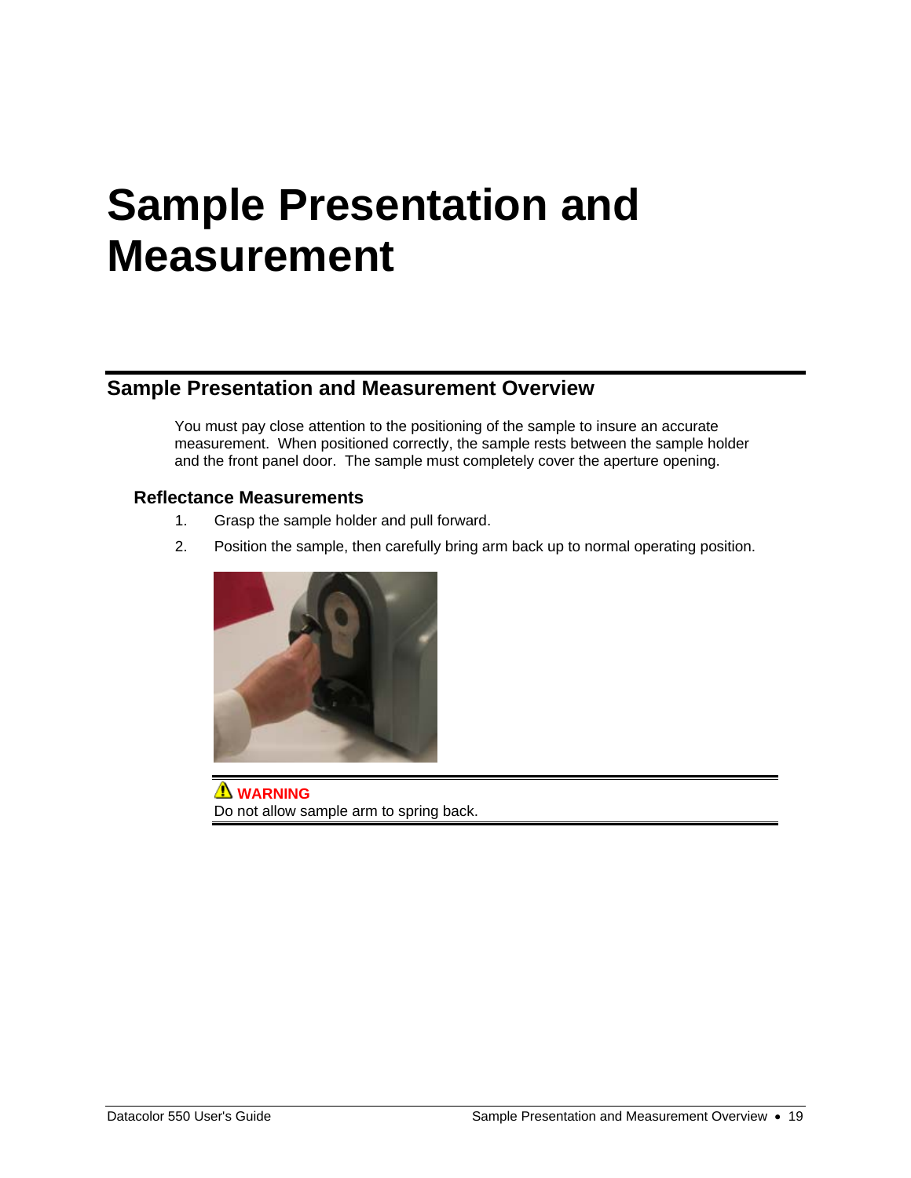# Sample Presentation and Measurement

## Sample Presentation and Measurement Overview

You must pay close attention to the positioning of the sample to insure an accurate measurement. When positioned correctly, the sample rests between the sample holder and the front panel door. The sample must completely cover the aperture opening.

### Reflectance Measurements

1. Grasp the sample holder and pull forward.
2. Position the sample, then carefully bring arm back up to normal operating position.

**WARNING**
Do not allow sample arm to spring back.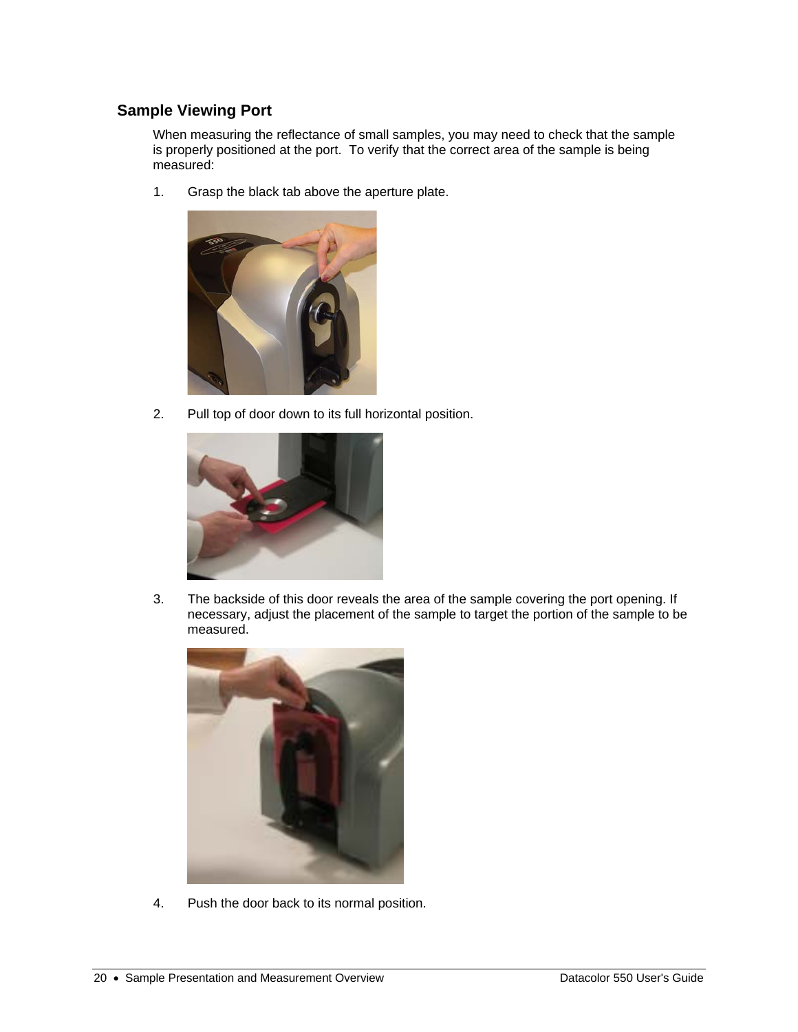## Sample Viewing Port

When measuring the reflectance of small samples, you may need to check that the sample is properly positioned at the port. To verify that the correct area of the sample is being measured:

1. Grasp the black tab above the aperture plate.

2. Pull top of door down to its full horizontal position.

3. The backside of this door reveals the area of the sample covering the port opening. If necessary, adjust the placement of the sample to target the portion of the sample to be measured.

4. Push the door back to its normal position.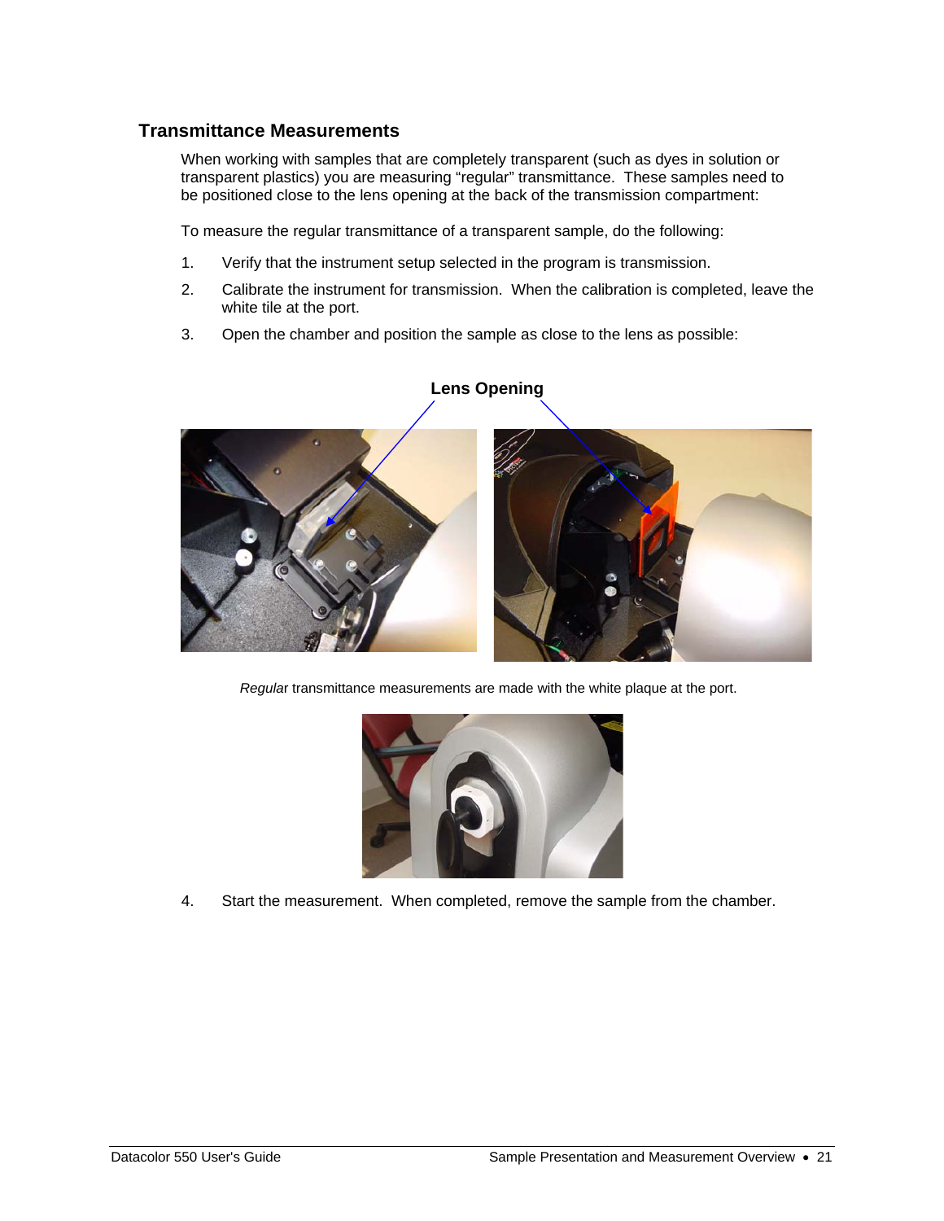## Transmittance Measurements

When working with samples that are completely transparent (such as dyes in solution or transparent plastics) you are measuring "regular" transmittance. These samples need to be positioned close to the lens opening at the back of the transmission compartment:

To measure the regular transmittance of a transparent sample, do the following:

1. Verify that the instrument setup selected in the program is transmission.
2. Calibrate the instrument for transmission. When the calibration is completed, leave the white tile at the port.
3. Open the chamber and position the sample as close to the lens as possible:

**Lens Opening**

*Regular* transmittance measurements are made with the white plaque at the port.

4. Start the measurement. When completed, remove the sample from the chamber.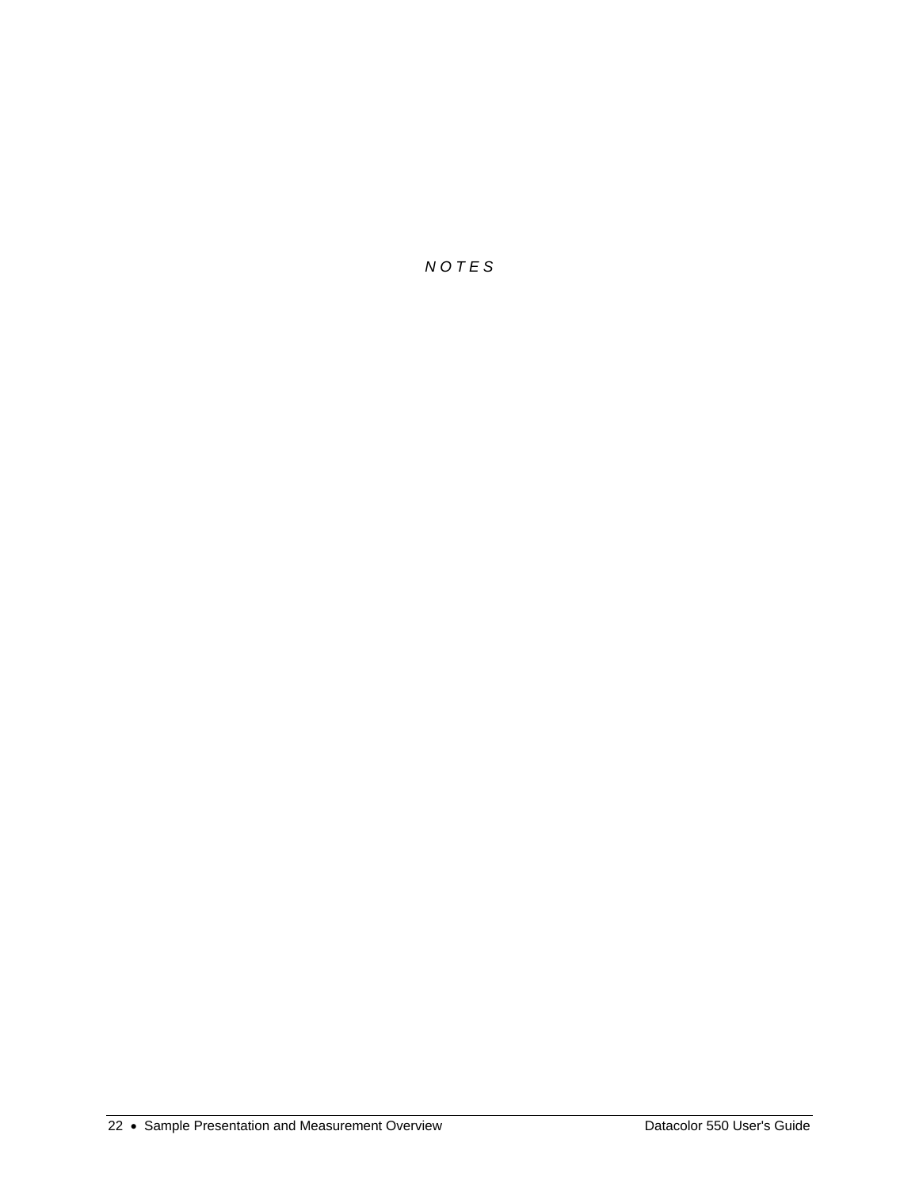*N O T E S*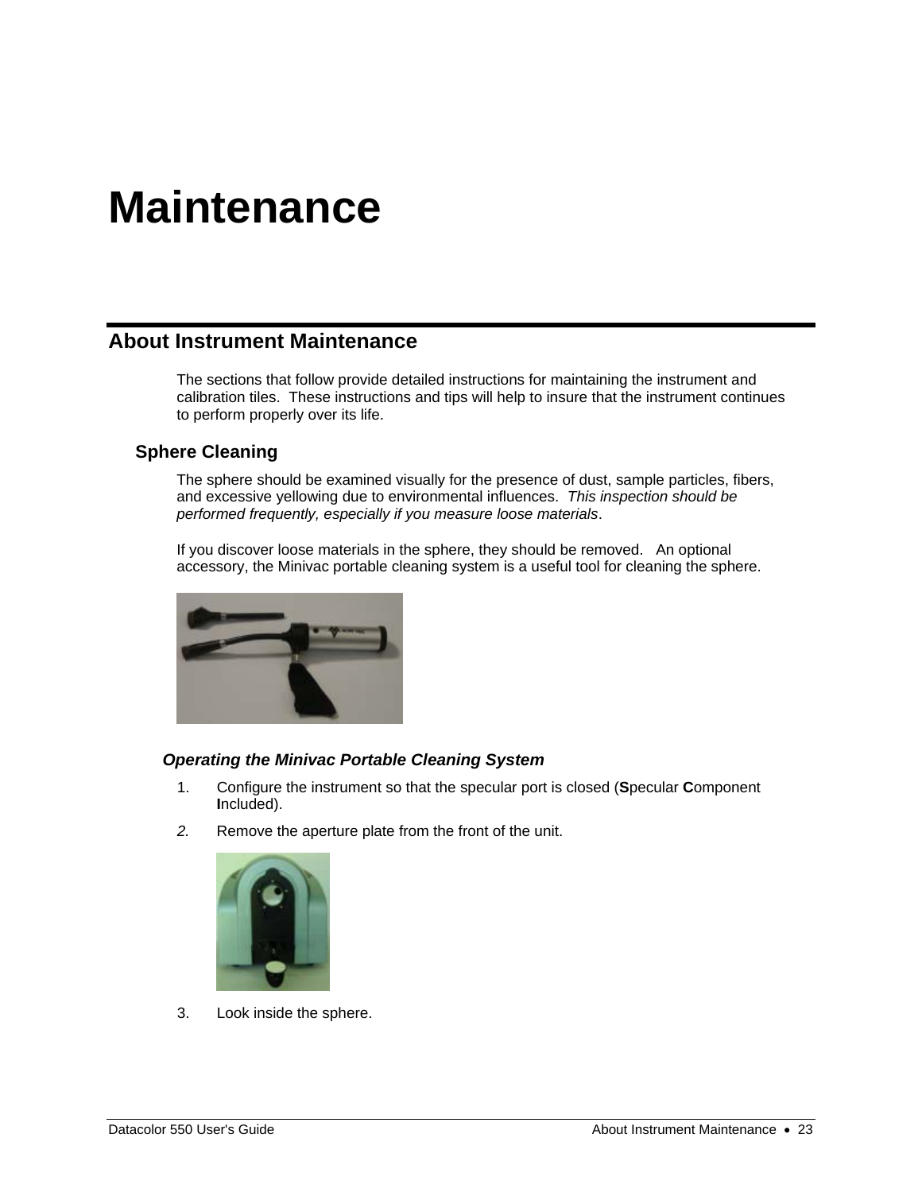# Maintenance

## About Instrument Maintenance

The sections that follow provide detailed instructions for maintaining the instrument and calibration tiles. These instructions and tips will help to insure that the instrument continues to perform properly over its life.

### Sphere Cleaning

The sphere should be examined visually for the presence of dust, sample particles, fibers, and excessive yellowing due to environmental influences. *This inspection should be performed frequently, especially if you measure loose materials*.

If you discover loose materials in the sphere, they should be removed. An optional accessory, the Minivac portable cleaning system is a useful tool for cleaning the sphere.

#### *Operating the Minivac Portable Cleaning System*

1. Configure the instrument so that the specular port is closed (**S**pecular **C**omponent **I**ncluded).
2. Remove the aperture plate from the front of the unit.
3. Look inside the sphere.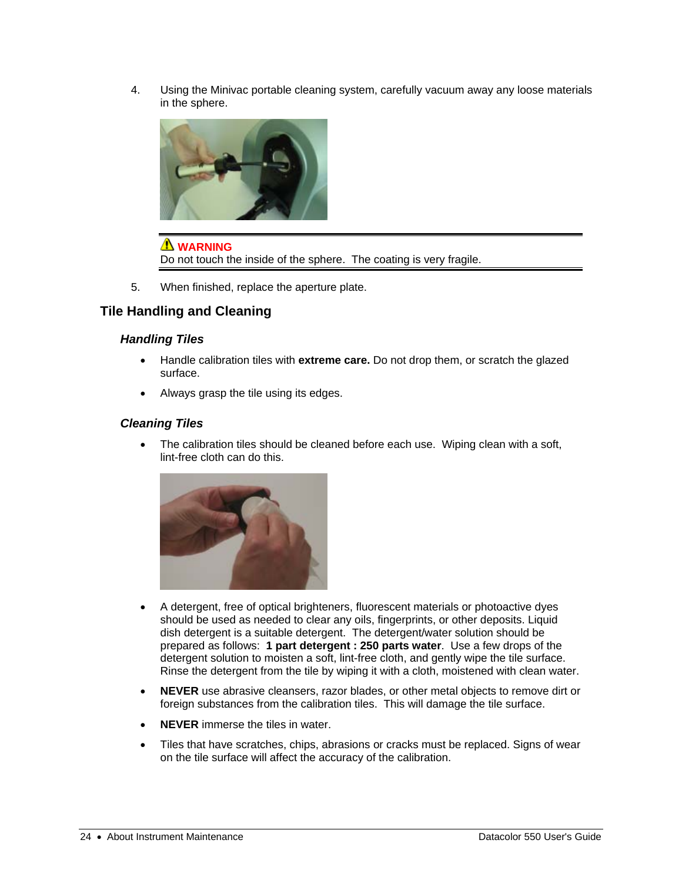4. Using the Minivac portable cleaning system, carefully vacuum away any loose materials in the sphere.

> ⚠ **WARNING**
> Do not touch the inside of the sphere. The coating is very fragile.

5. When finished, replace the aperture plate.

## Tile Handling and Cleaning

### *Handling Tiles*

- Handle calibration tiles with **extreme care.** Do not drop them, or scratch the glazed surface.
- Always grasp the tile using its edges.

### *Cleaning Tiles*

- The calibration tiles should be cleaned before each use. Wiping clean with a soft, lint-free cloth can do this.
- A detergent, free of optical brighteners, fluorescent materials or photoactive dyes should be used as needed to clear any oils, fingerprints, or other deposits. Liquid dish detergent is a suitable detergent. The detergent/water solution should be prepared as follows: **1 part detergent : 250 parts water**. Use a few drops of the detergent solution to moisten a soft, lint-free cloth, and gently wipe the tile surface. Rinse the detergent from the tile by wiping it with a cloth, moistened with clean water.
- **NEVER** use abrasive cleansers, razor blades, or other metal objects to remove dirt or foreign substances from the calibration tiles. This will damage the tile surface.
- **NEVER** immerse the tiles in water.
- Tiles that have scratches, chips, abrasions or cracks must be replaced. Signs of wear on the tile surface will affect the accuracy of the calibration.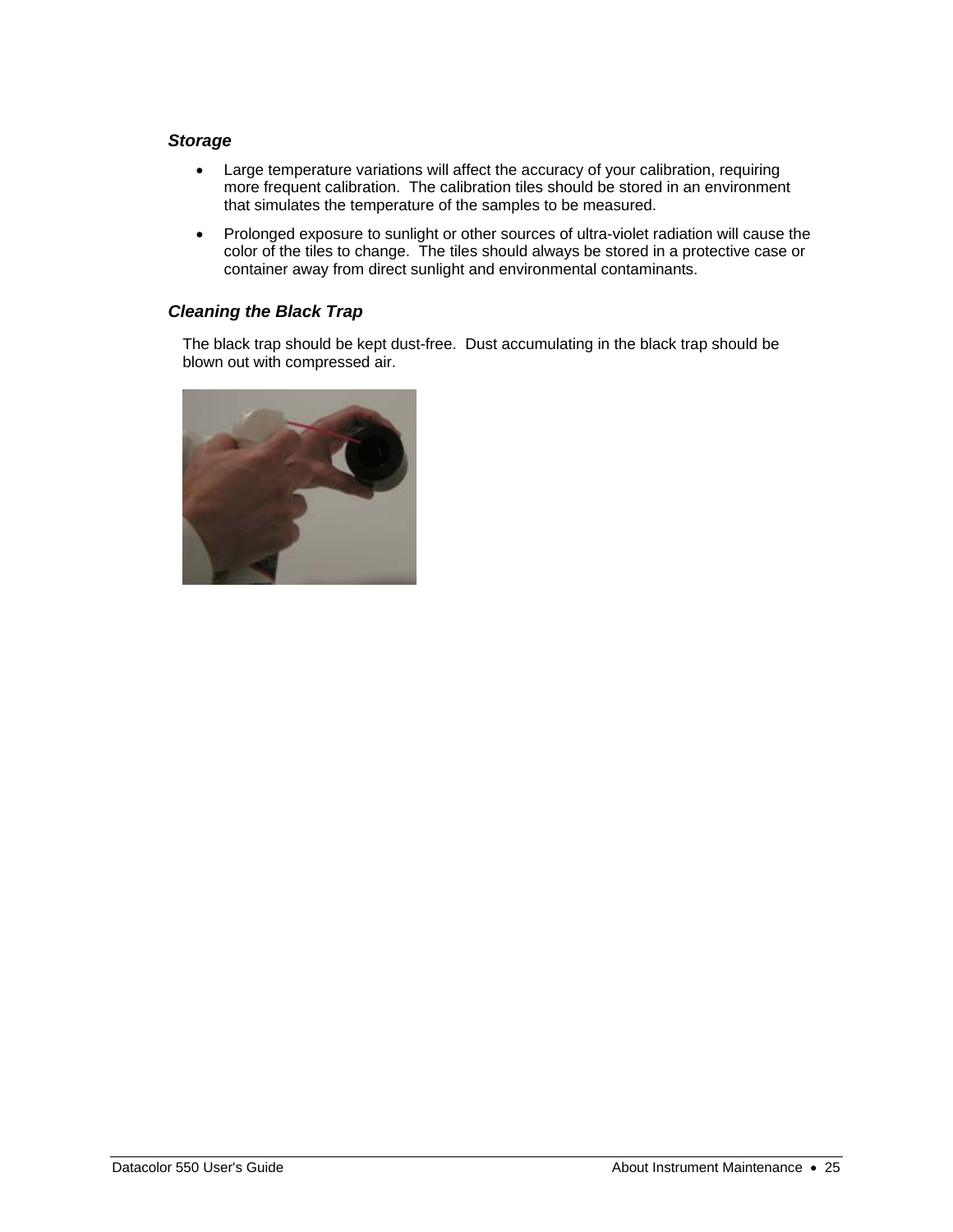### *Storage*

- Large temperature variations will affect the accuracy of your calibration, requiring more frequent calibration. The calibration tiles should be stored in an environment that simulates the temperature of the samples to be measured.
- Prolonged exposure to sunlight or other sources of ultra-violet radiation will cause the color of the tiles to change. The tiles should always be stored in a protective case or container away from direct sunlight and environmental contaminants.

### *Cleaning the Black Trap*

The black trap should be kept dust-free. Dust accumulating in the black trap should be blown out with compressed air.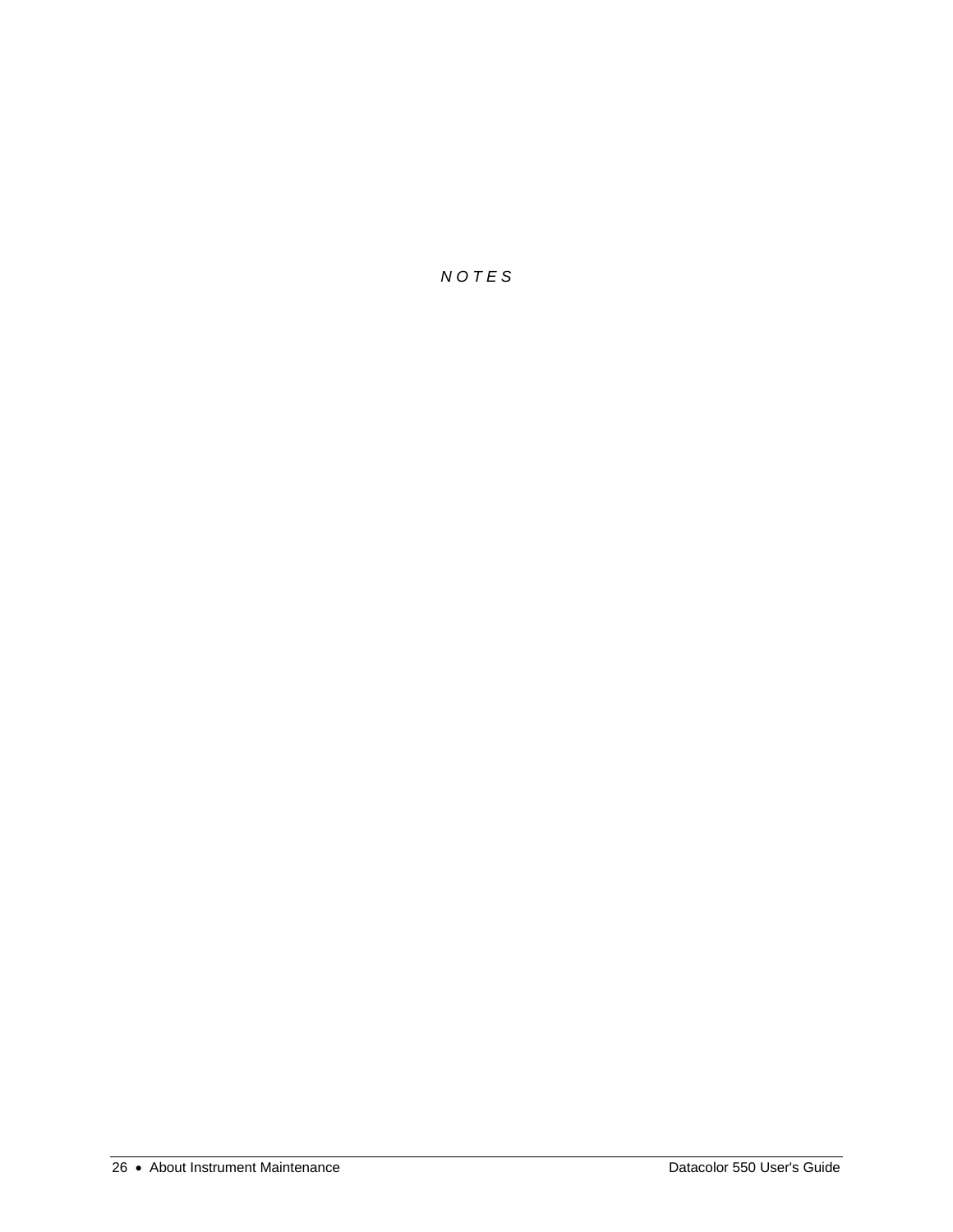*N O T E S*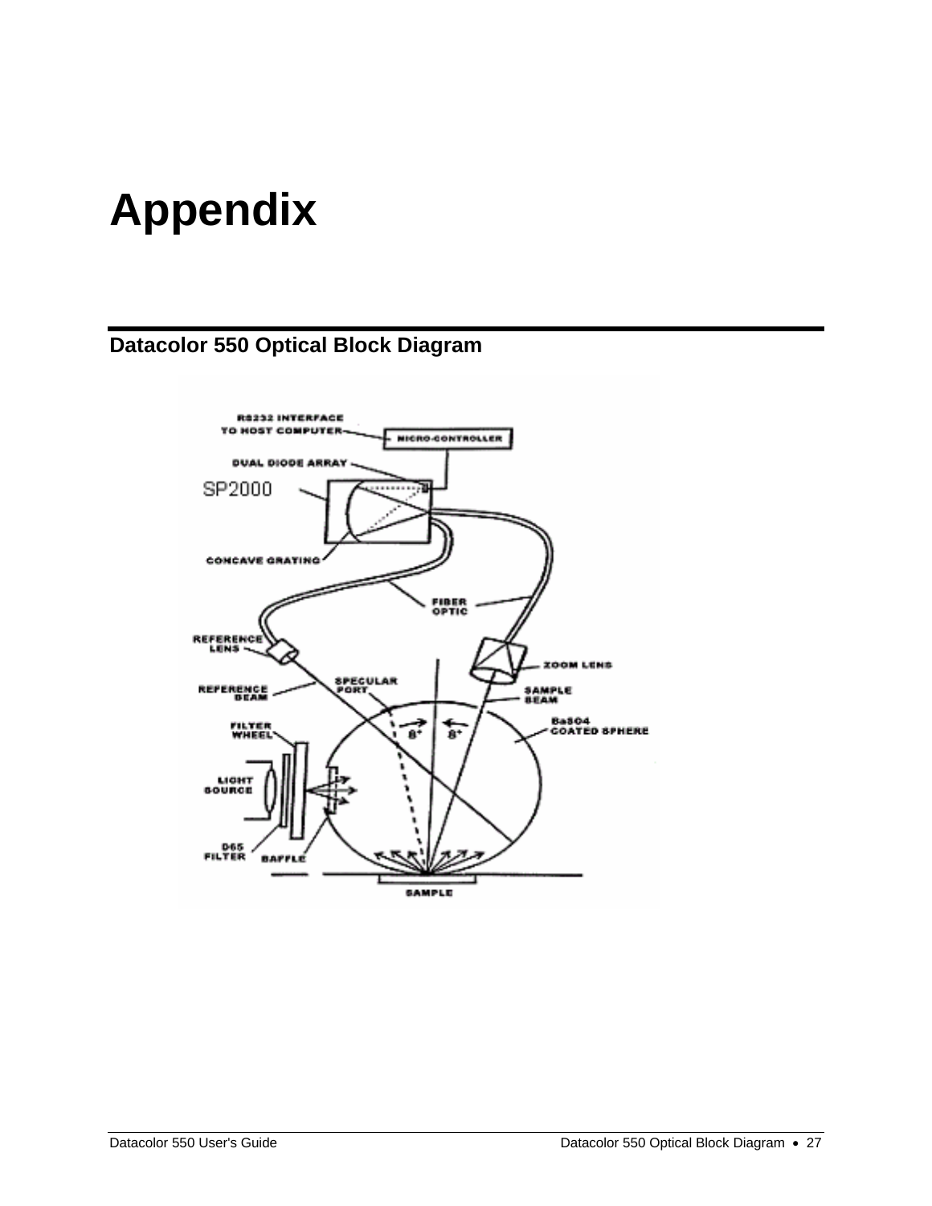# Appendix

## Datacolor 550 Optical Block Diagram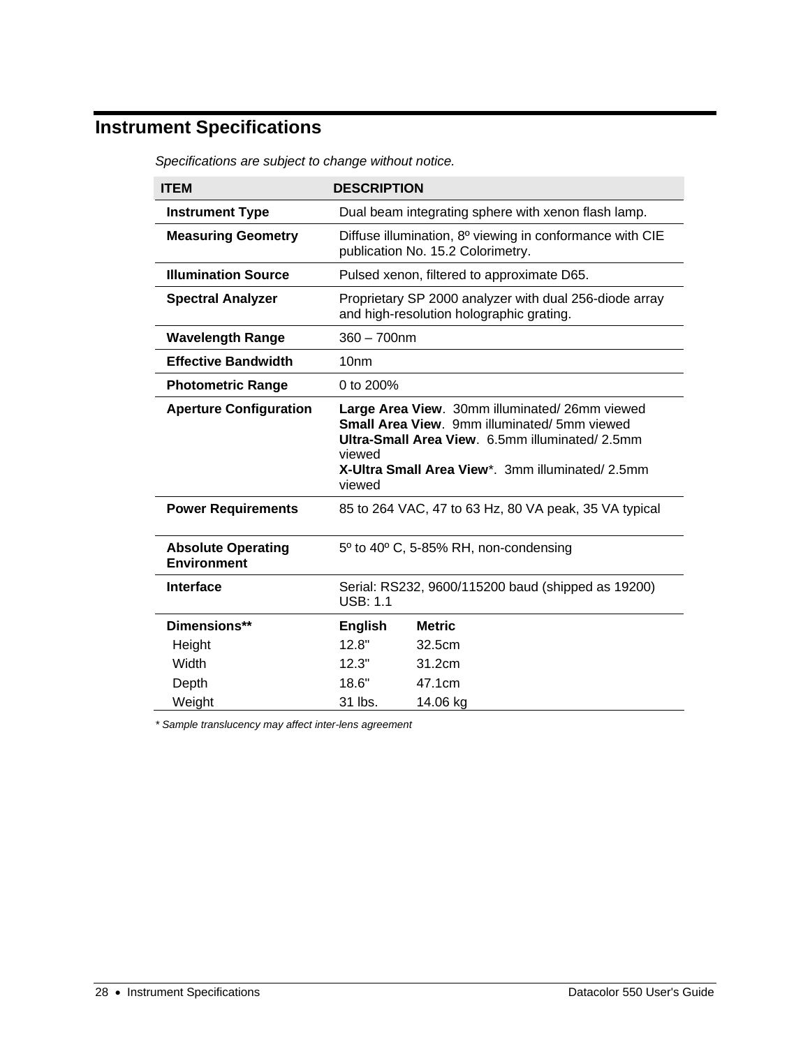## Instrument Specifications

*Specifications are subject to change without notice.*

| ITEM | DESCRIPTION | |
|---|---|---|
| **Instrument Type** | Dual beam integrating sphere with xenon flash lamp. | |
| **Measuring Geometry** | Diffuse illumination, 8º viewing in conformance with CIE publication No. 15.2 Colorimetry. | |
| **Illumination Source** | Pulsed xenon, filtered to approximate D65. | |
| **Spectral Analyzer** | Proprietary SP 2000 analyzer with dual 256-diode array and high-resolution holographic grating. | |
| **Wavelength Range** | 360 – 700nm | |
| **Effective Bandwidth** | 10nm | |
| **Photometric Range** | 0 to 200% | |
| **Aperture Configuration** | **Large Area View**. 30mm illuminated/ 26mm viewed<br>**Small Area View**. 9mm illuminated/ 5mm viewed<br>**Ultra-Small Area View**. 6.5mm illuminated/ 2.5mm viewed<br>**X-Ultra Small Area View***. 3mm illuminated/ 2.5mm viewed | |
| **Power Requirements** | 85 to 264 VAC, 47 to 63 Hz, 80 VA peak, 35 VA typical | |
| **Absolute Operating Environment** | 5º to 40º C, 5-85% RH, non-condensing | |
| **Interface** | Serial: RS232, 9600/115200 baud (shipped as 19200)<br>USB: 1.1 | |
| **Dimensions**** | **English** | **Metric** |
| Height | 12.8" | 32.5cm |
| Width | 12.3" | 31.2cm |
| Depth | 18.6" | 47.1cm |
| Weight | 31 lbs. | 14.06 kg |

*\* Sample translucency may affect inter-lens agreement*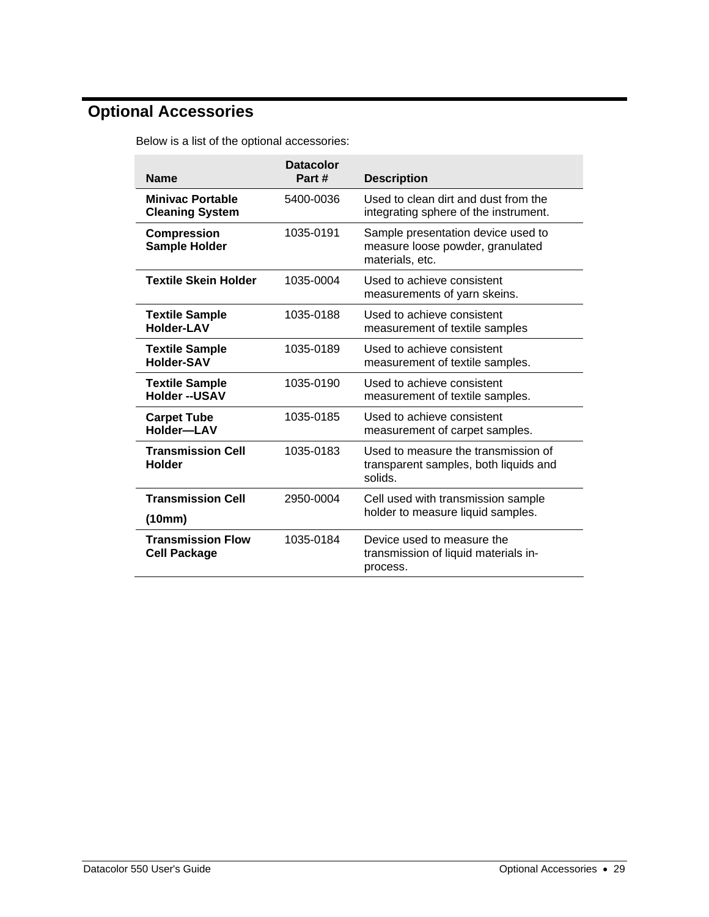# Optional Accessories

Below is a list of the optional accessories:

| Name | Datacolor Part # | Description |
|---|---|---|
| **Minivac Portable Cleaning System** | 5400-0036 | Used to clean dirt and dust from the integrating sphere of the instrument. |
| **Compression Sample Holder** | 1035-0191 | Sample presentation device used to measure loose powder, granulated materials, etc. |
| **Textile Skein Holder** | 1035-0004 | Used to achieve consistent measurements of yarn skeins. |
| **Textile Sample Holder-LAV** | 1035-0188 | Used to achieve consistent measurement of textile samples |
| **Textile Sample Holder-SAV** | 1035-0189 | Used to achieve consistent measurement of textile samples. |
| **Textile Sample Holder --USAV** | 1035-0190 | Used to achieve consistent measurement of textile samples. |
| **Carpet Tube Holder—LAV** | 1035-0185 | Used to achieve consistent measurement of carpet samples. |
| **Transmission Cell Holder** | 1035-0183 | Used to measure the transmission of transparent samples, both liquids and solids. |
| **Transmission Cell (10mm)** | 2950-0004 | Cell used with transmission sample holder to measure liquid samples. |
| **Transmission Flow Cell Package** | 1035-0184 | Device used to measure the transmission of liquid materials in-process. |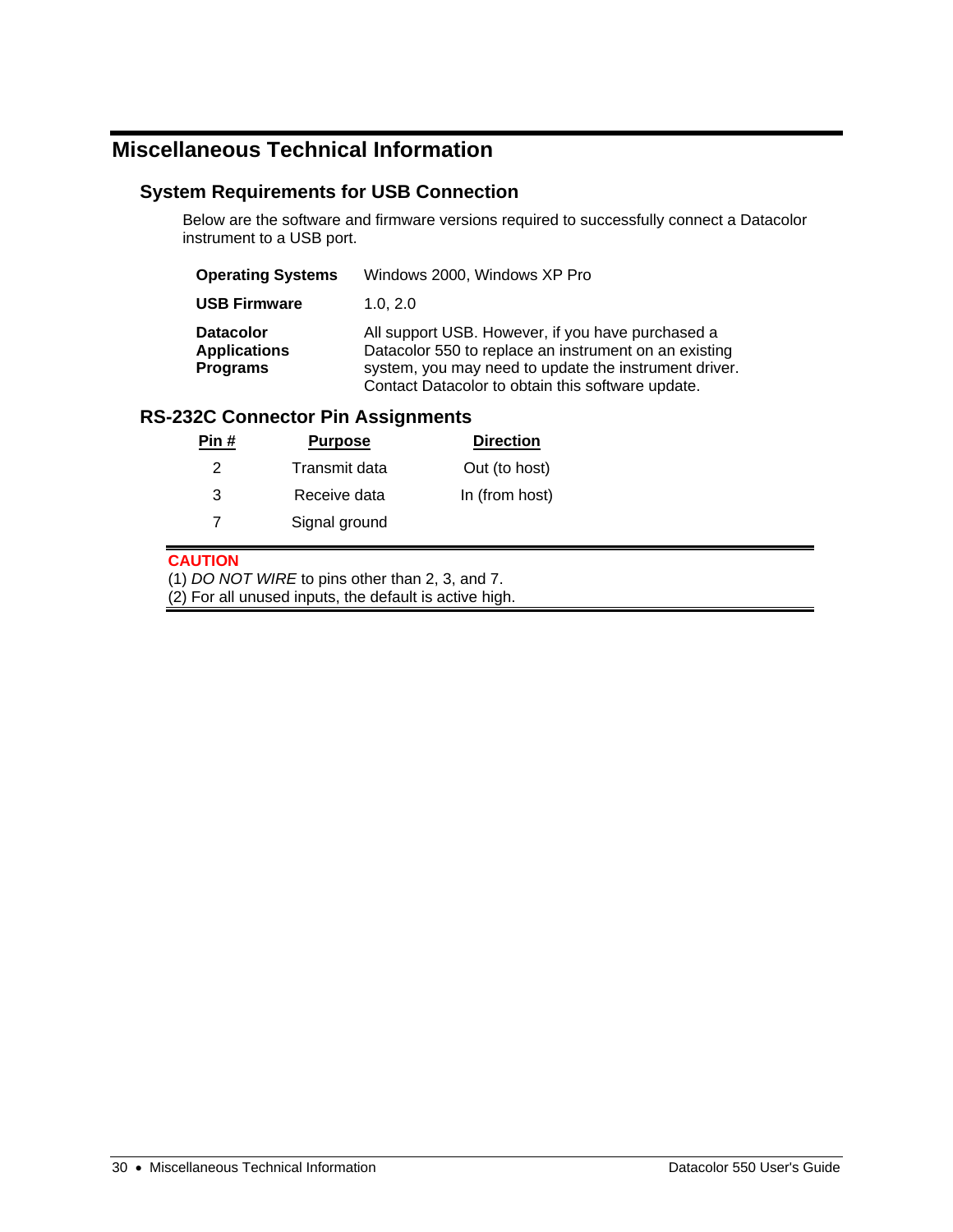# Miscellaneous Technical Information

## System Requirements for USB Connection

Below are the software and firmware versions required to successfully connect a Datacolor instrument to a USB port.

| | |
|---|---|
| **Operating Systems** | Windows 2000, Windows XP Pro |
| **USB Firmware** | 1.0, 2.0 |
| **Datacolor Applications Programs** | All support USB. However, if you have purchased a Datacolor 550 to replace an instrument on an existing system, you may need to update the instrument driver. Contact Datacolor to obtain this software update. |

## RS-232C Connector Pin Assignments

| Pin # | Purpose | Direction |
|---|---|---|
| 2 | Transmit data | Out (to host) |
| 3 | Receive data | In (from host) |
| 7 | Signal ground | |

**CAUTION**
(1) *DO NOT WIRE* to pins other than 2, 3, and 7.
(2) For all unused inputs, the default is active high.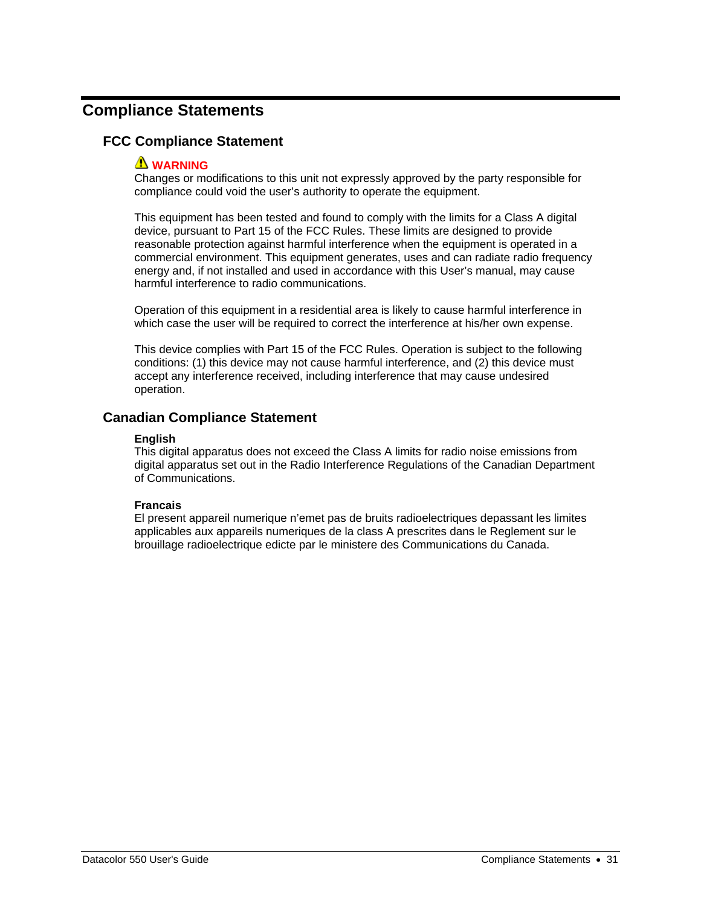# Compliance Statements

## FCC Compliance Statement

⚠ **WARNING**

Changes or modifications to this unit not expressly approved by the party responsible for compliance could void the user's authority to operate the equipment.

This equipment has been tested and found to comply with the limits for a Class A digital device, pursuant to Part 15 of the FCC Rules. These limits are designed to provide reasonable protection against harmful interference when the equipment is operated in a commercial environment. This equipment generates, uses and can radiate radio frequency energy and, if not installed and used in accordance with this User's manual, may cause harmful interference to radio communications.

Operation of this equipment in a residential area is likely to cause harmful interference in which case the user will be required to correct the interference at his/her own expense.

This device complies with Part 15 of the FCC Rules. Operation is subject to the following conditions: (1) this device may not cause harmful interference, and (2) this device must accept any interference received, including interference that may cause undesired operation.

## Canadian Compliance Statement

**English**

This digital apparatus does not exceed the Class A limits for radio noise emissions from digital apparatus set out in the Radio Interference Regulations of the Canadian Department of Communications.

**Francais**

El present appareil numerique n'emet pas de bruits radioelectriques depassant les limites applicables aux appareils numeriques de la class A prescrites dans le Reglement sur le brouillage radioelectrique edicte par le ministere des Communications du Canada.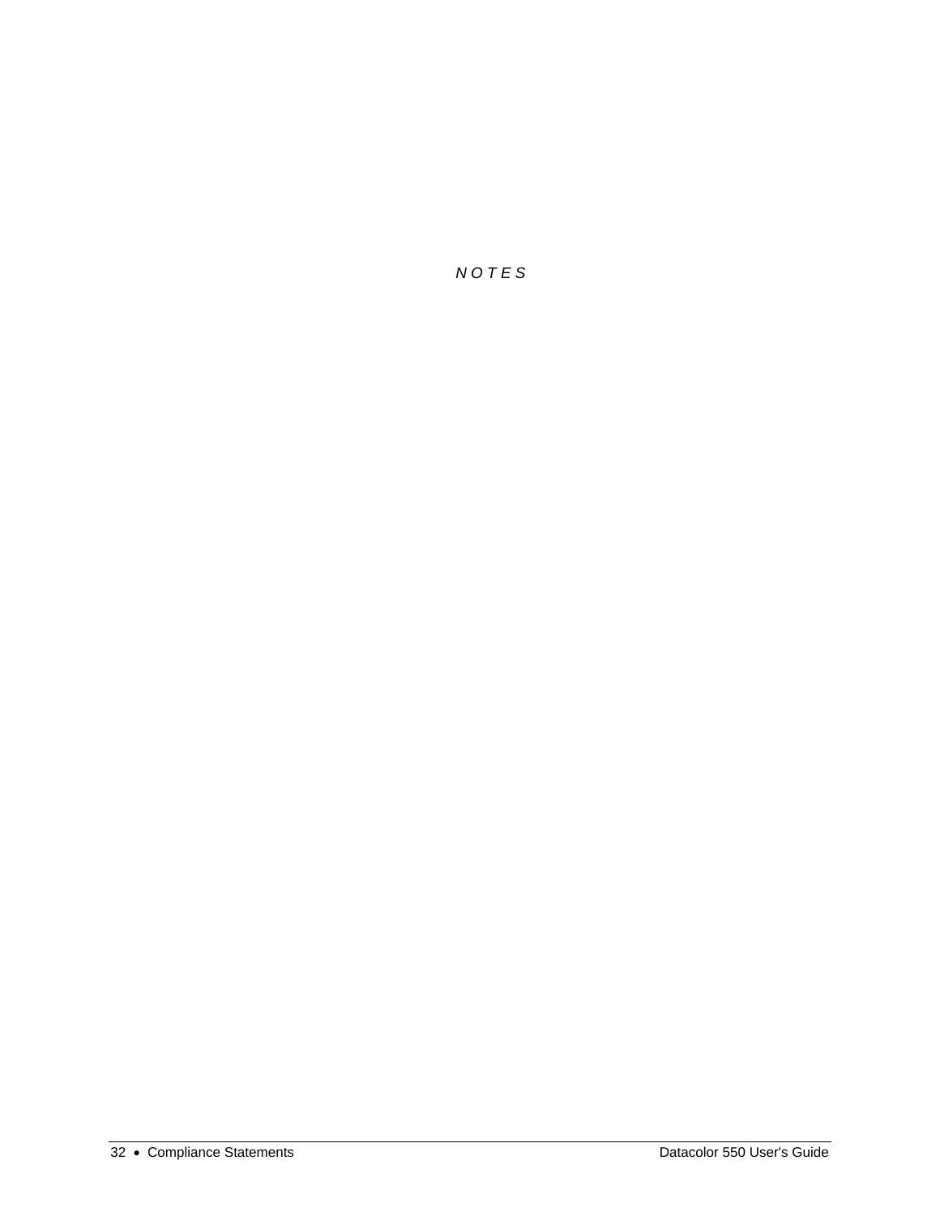*N O T E S*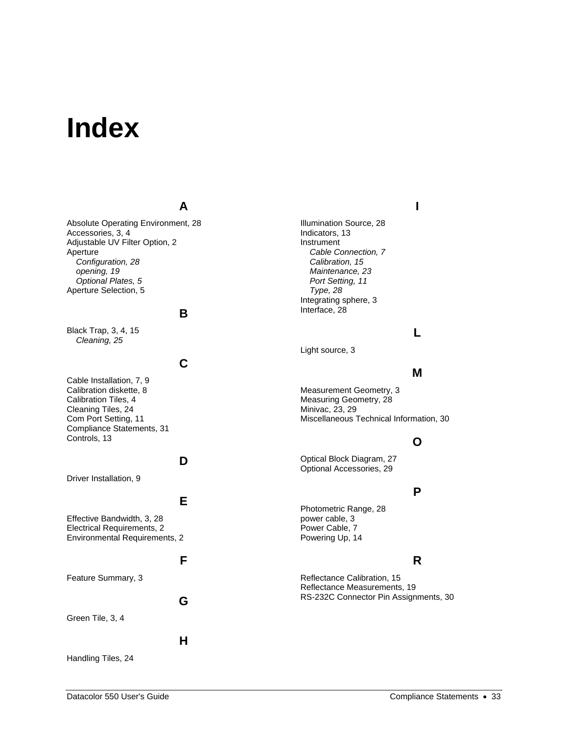# Index

## A

Absolute Operating Environment, 28
Accessories, 3, 4
Adjustable UV Filter Option, 2
Aperture
  *Configuration, 28*
  *opening, 19*
  *Optional Plates, 5*
Aperture Selection, 5

## B

Black Trap, 3, 4, 15
  *Cleaning, 25*

## C

Cable Installation, 7, 9
Calibration diskette, 8
Calibration Tiles, 4
Cleaning Tiles, 24
Com Port Setting, 11
Compliance Statements, 31
Controls, 13

## D

Driver Installation, 9

## E

Effective Bandwidth, 3, 28
Electrical Requirements, 2
Environmental Requirements, 2

## F

Feature Summary, 3

## G

Green Tile, 3, 4

## H

Handling Tiles, 24

## I

Illumination Source, 28
Indicators, 13
Instrument
  *Cable Connection, 7*
  *Calibration, 15*
  *Maintenance, 23*
  *Port Setting, 11*
  *Type, 28*
Integrating sphere, 3
Interface, 28

## L

Light source, 3

## M

Measurement Geometry, 3
Measuring Geometry, 28
Minivac, 23, 29
Miscellaneous Technical Information, 30

## O

Optical Block Diagram, 27
Optional Accessories, 29

## P

Photometric Range, 28
power cable, 3
Power Cable, 7
Powering Up, 14

## R

Reflectance Calibration, 15
Reflectance Measurements, 19
RS-232C Connector Pin Assignments, 30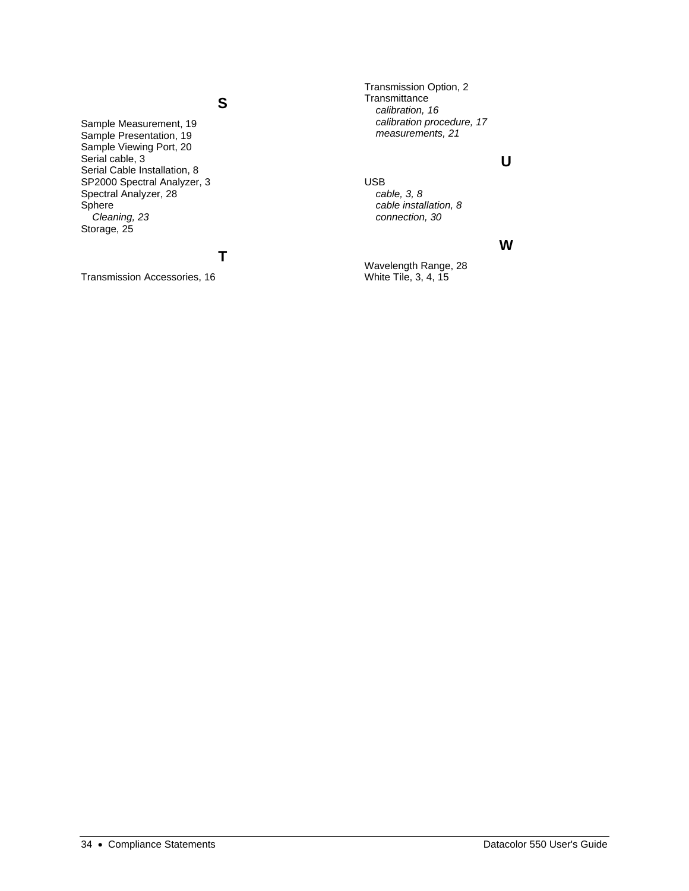## S

Sample Measurement, 19
Sample Presentation, 19
Sample Viewing Port, 20
Serial cable, 3
Serial Cable Installation, 8
SP2000 Spectral Analyzer, 3
Spectral Analyzer, 28
Sphere
  *Cleaning, 23*
Storage, 25

## T

Transmission Accessories, 16
Transmission Option, 2
Transmittance
  *calibration, 16*
  *calibration procedure, 17*
  *measurements, 21*

## U

USB
  *cable, 3, 8*
  *cable installation, 8*
  *connection, 30*

## W

Wavelength Range, 28
White Tile, 3, 4, 15